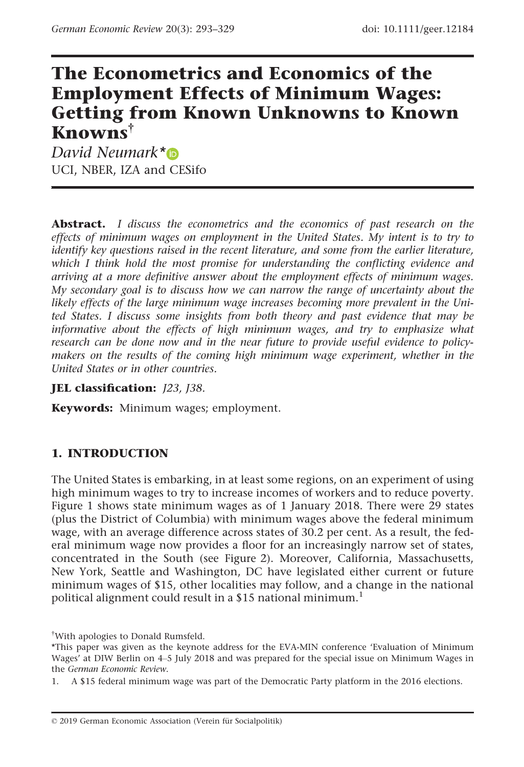# The Econometrics and Economics of the Employment Effects of Minimum Wages: Getting from Known Unknowns to Known Knowns[†]

*David Neumark**

UCI, NBER, IZA and CESifo

**Abstract.** *I discuss the econometrics and the economics of past research on the effects of minimum wages on employment in the United States. My intent is to try to identify key questions raised in the recent literature, and some from the earlier literature, which I think hold the most promise for understanding the conflicting evidence and arriving at a more definitive answer about the employment effects of minimum wages. My secondary goal is to discuss how we can narrow the range of uncertainty about the likely effects of the large minimum wage increases becoming more prevalent in the United States. I discuss some insights from both theory and past evidence that may be informative about the effects of high minimum wages, and try to emphasize what research can be done now and in the near future to provide useful evidence to policy-makers on the results of the coming high minimum wage experiment, whether in the United States or in other countries.*

**JEL classification:** *J23, J38.*

**Keywords:** Minimum wages; employment.

## 1. INTRODUCTION

The United States is embarking, in at least some regions, on an experiment of using high minimum wages to try to increase incomes of workers and to reduce poverty. Figure 1 shows state minimum wages as of 1 January 2018. There were 29 states (plus the District of Columbia) with minimum wages above the federal minimum wage, with an average difference across states of 30.2 per cent. As a result, the federal minimum wage now provides a floor for an increasingly narrow set of states, concentrated in the South (see Figure 2). Moreover, California, Massachusetts, New York, Seattle and Washington, DC have legislated either current or future minimum wages of $15, other localities may follow, and a change in the national political alignment could result in a $15 national minimum.[1]

[†]With apologies to Donald Rumsfeld.

*This paper was given as the keynote address for the EVA-MIN conference 'Evaluation of Minimum Wages' at DIW Berlin on 4–5 July 2018 and was prepared for the special issue on Minimum Wages in the *German Economic Review*.

1. A $15 federal minimum wage was part of the Democratic Party platform in the 2016 elections.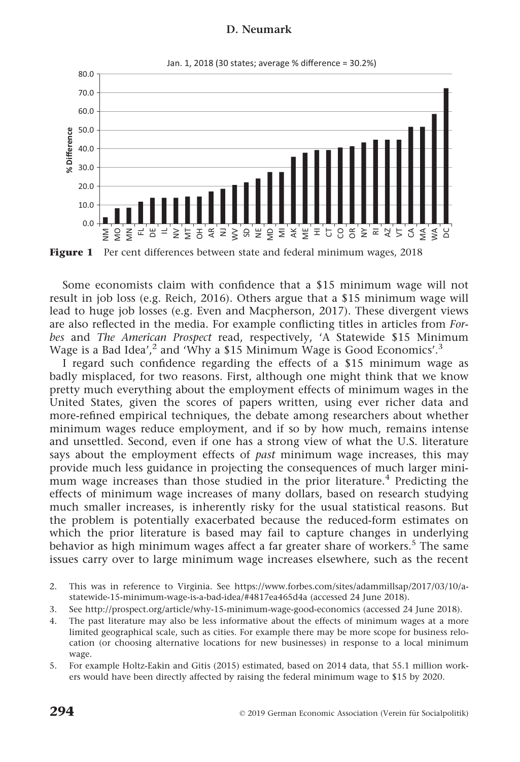Figure 1 Per cent differences between state and federal minimum wages, 2018

Some economists claim with confidence that a $15 minimum wage will not result in job loss (e.g. Reich, 2016). Others argue that a $15 minimum wage will lead to huge job losses (e.g. Even and Macpherson, 2017). These divergent views are also reflected in the media. For example conflicting titles in articles from *Forbes* and *The American Prospect* read, respectively, 'A Statewide $15 Minimum Wage is a Bad Idea',[2] and 'Why a $15 Minimum Wage is Good Economics'.[3]

I regard such confidence regarding the effects of a $15 minimum wage as badly misplaced, for two reasons. First, although one might think that we know pretty much everything about the employment effects of minimum wages in the United States, given the scores of papers written, using ever richer data and more-refined empirical techniques, the debate among researchers about whether minimum wages reduce employment, and if so by how much, remains intense and unsettled. Second, even if one has a strong view of what the U.S. literature says about the employment effects of *past* minimum wage increases, this may provide much less guidance in projecting the consequences of much larger minimum wage increases than those studied in the prior literature.[4] Predicting the effects of minimum wage increases of many dollars, based on research studying much smaller increases, is inherently risky for the usual statistical reasons. But the problem is potentially exacerbated because the reduced-form estimates on which the prior literature is based may fail to capture changes in underlying behavior as high minimum wages affect a far greater share of workers.[5] The same issues carry over to large minimum wage increases elsewhere, such as the recent

2. This was in reference to Virginia. See https://www.forbes.com/sites/adammillsap/2017/03/10/a-statewide-15-minimum-wage-is-a-bad-idea/#4817ea465d4a (accessed 24 June 2018).
3. See http://prospect.org/article/why-15-minimum-wage-good-economics (accessed 24 June 2018).
4. The past literature may also be less informative about the effects of minimum wages at a more limited geographical scale, such as cities. For example there may be more scope for business relocation (or choosing alternative locations for new businesses) in response to a local minimum wage.
5. For example Holtz-Eakin and Gitis (2015) estimated, based on 2014 data, that 55.1 million workers would have been directly affected by raising the federal minimum wage to $15 by 2020.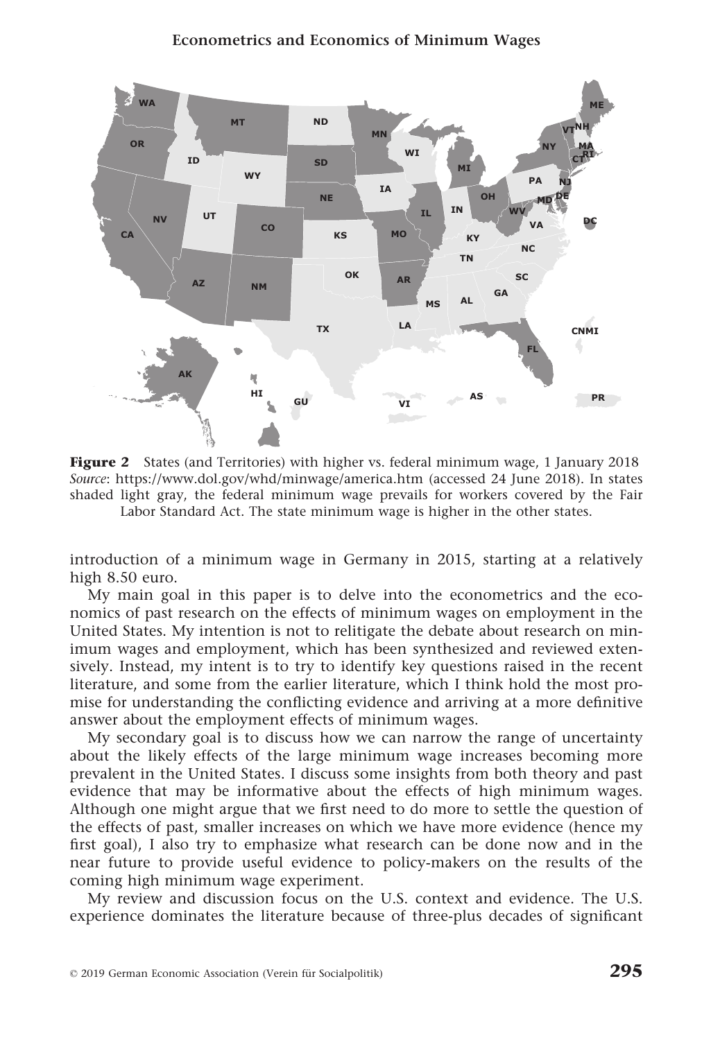**Figure 2** States (and Territories) with higher vs. federal minimum wage, 1 January 2018
*Source*: https://www.dol.gov/whd/minwage/america.htm (accessed 24 June 2018). In states shaded light gray, the federal minimum wage prevails for workers covered by the Fair Labor Standard Act. The state minimum wage is higher in the other states.

introduction of a minimum wage in Germany in 2015, starting at a relatively high 8.50 euro.

My main goal in this paper is to delve into the econometrics and the economics of past research on the effects of minimum wages on employment in the United States. My intention is not to relitigate the debate about research on minimum wages and employment, which has been synthesized and reviewed extensively. Instead, my intent is to try to identify key questions raised in the recent literature, and some from the earlier literature, which I think hold the most promise for understanding the conflicting evidence and arriving at a more definitive answer about the employment effects of minimum wages.

My secondary goal is to discuss how we can narrow the range of uncertainty about the likely effects of the large minimum wage increases becoming more prevalent in the United States. I discuss some insights from both theory and past evidence that may be informative about the effects of high minimum wages. Although one might argue that we first need to do more to settle the question of the effects of past, smaller increases on which we have more evidence (hence my first goal), I also try to emphasize what research can be done now and in the near future to provide useful evidence to policy-makers on the results of the coming high minimum wage experiment.

My review and discussion focus on the U.S. context and evidence. The U.S. experience dominates the literature because of three-plus decades of significant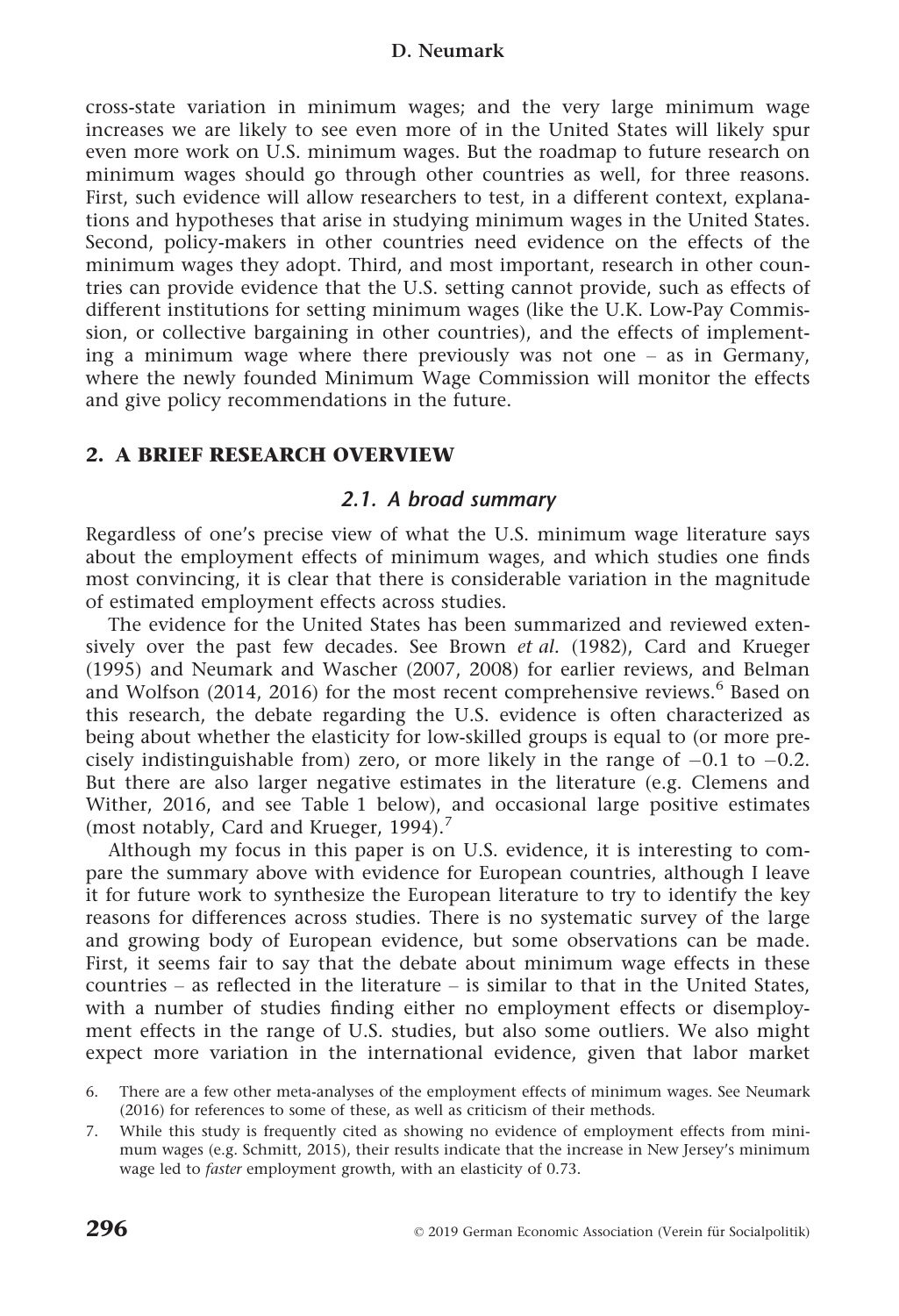cross-state variation in minimum wages; and the very large minimum wage increases we are likely to see even more of in the United States will likely spur even more work on U.S. minimum wages. But the roadmap to future research on minimum wages should go through other countries as well, for three reasons. First, such evidence will allow researchers to test, in a different context, explanations and hypotheses that arise in studying minimum wages in the United States. Second, policy-makers in other countries need evidence on the effects of the minimum wages they adopt. Third, and most important, research in other countries can provide evidence that the U.S. setting cannot provide, such as effects of different institutions for setting minimum wages (like the U.K. Low-Pay Commission, or collective bargaining in other countries), and the effects of implementing a minimum wage where there previously was not one – as in Germany, where the newly founded Minimum Wage Commission will monitor the effects and give policy recommendations in the future.

## 2. A BRIEF RESEARCH OVERVIEW

### 2.1. A broad summary

Regardless of one's precise view of what the U.S. minimum wage literature says about the employment effects of minimum wages, and which studies one finds most convincing, it is clear that there is considerable variation in the magnitude of estimated employment effects across studies.

The evidence for the United States has been summarized and reviewed extensively over the past few decades. See Brown *et al.* (1982), Card and Krueger (1995) and Neumark and Wascher (2007, 2008) for earlier reviews, and Belman and Wolfson (2014, 2016) for the most recent comprehensive reviews.[6] Based on this research, the debate regarding the U.S. evidence is often characterized as being about whether the elasticity for low-skilled groups is equal to (or more precisely indistinguishable from) zero, or more likely in the range of $-0.1$ to $-0.2$. But there are also larger negative estimates in the literature (e.g. Clemens and Wither, 2016, and see Table 1 below), and occasional large positive estimates (most notably, Card and Krueger, 1994).[7]

Although my focus in this paper is on U.S. evidence, it is interesting to compare the summary above with evidence for European countries, although I leave it for future work to synthesize the European literature to try to identify the key reasons for differences across studies. There is no systematic survey of the large and growing body of European evidence, but some observations can be made. First, it seems fair to say that the debate about minimum wage effects in these countries – as reflected in the literature – is similar to that in the United States, with a number of studies finding either no employment effects or disemployment effects in the range of U.S. studies, but also some outliers. We also might expect more variation in the international evidence, given that labor market

6. There are a few other meta-analyses of the employment effects of minimum wages. See Neumark (2016) for references to some of these, as well as criticism of their methods.

7. While this study is frequently cited as showing no evidence of employment effects from minimum wages (e.g. Schmitt, 2015), their results indicate that the increase in New Jersey's minimum wage led to *faster* employment growth, with an elasticity of 0.73.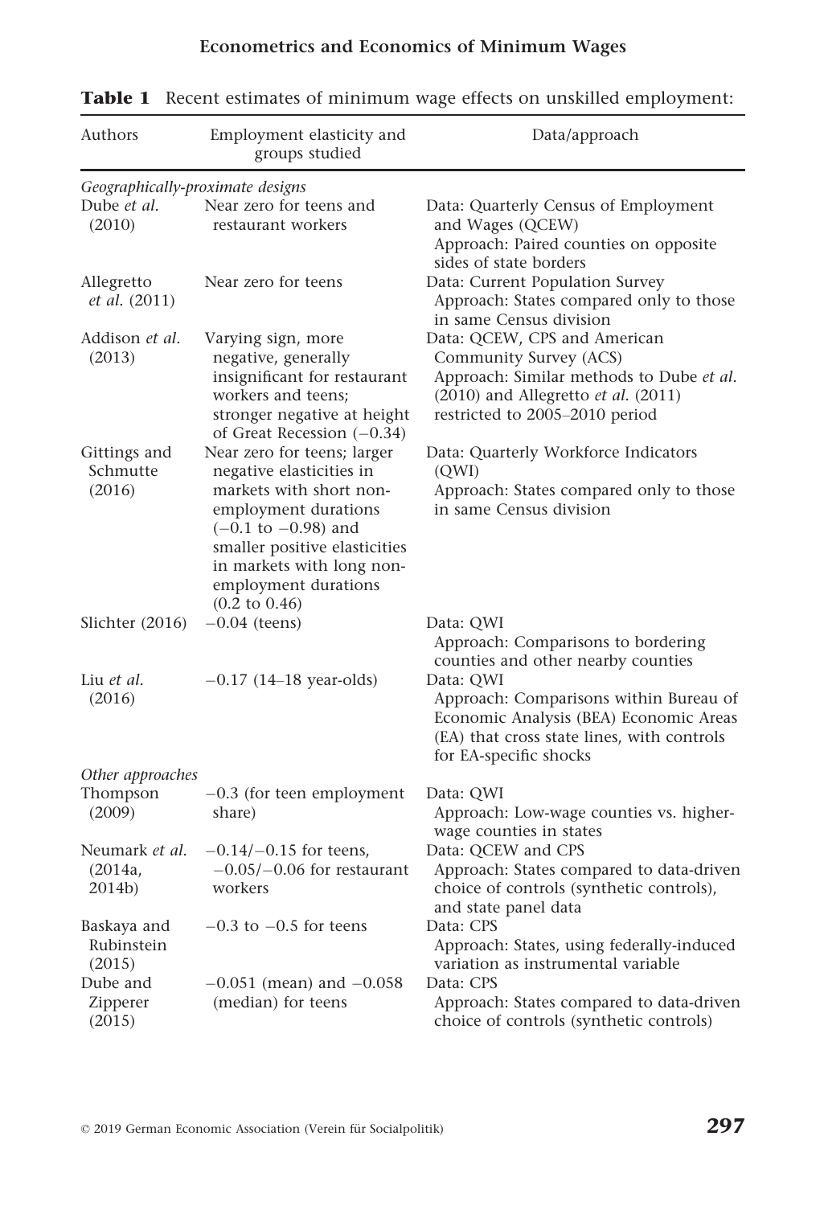**Table 1** Recent estimates of minimum wage effects on unskilled employment:

| Authors | Employment elasticity and groups studied | Data/approach |
| --- | --- | --- |
| *Geographically-proximate designs* | | |
| Dube *et al.* (2010) | Near zero for teens and restaurant workers | Data: Quarterly Census of Employment and Wages (QCEW) Approach: Paired counties on opposite sides of state borders |
| Allegretto *et al.* (2011) | Near zero for teens | Data: Current Population Survey Approach: States compared only to those in same Census division |
| Addison *et al.* (2013) | Varying sign, more negative, generally insignificant for restaurant workers and teens; stronger negative at height of Great Recession (−0.34) | Data: QCEW, CPS and American Community Survey (ACS) Approach: Similar methods to Dube *et al.* (2010) and Allegretto *et al.* (2011) restricted to 2005–2010 period |
| Gittings and Schmutte (2016) | Near zero for teens; larger negative elasticities in markets with short non-employment durations (−0.1 to −0.98) and smaller positive elasticities in markets with long non-employment durations (0.2 to 0.46) | Data: Quarterly Workforce Indicators (QWI) Approach: States compared only to those in same Census division |
| Slichter (2016) | −0.04 (teens) | Data: QWI Approach: Comparisons to bordering counties and other nearby counties |
| Liu *et al.* (2016) | −0.17 (14–18 year-olds) | Data: QWI Approach: Comparisons within Bureau of Economic Analysis (BEA) Economic Areas (EA) that cross state lines, with controls for EA-specific shocks |
| *Other approaches* | | |
| Thompson (2009) | −0.3 (for teen employment share) | Data: QWI Approach: Low-wage counties vs. higher-wage counties in states |
| Neumark *et al.* (2014a, 2014b) | −0.14/−0.15 for teens, −0.05/−0.06 for restaurant workers | Data: QCEW and CPS Approach: States compared to data-driven choice of controls (synthetic controls), and state panel data |
| Baskaya and Rubinstein (2015) | −0.3 to −0.5 for teens | Data: CPS Approach: States, using federally-induced variation as instrumental variable |
| Dube and Zipperer (2015) | −0.051 (mean) and −0.058 (median) for teens | Data: CPS Approach: States compared to data-driven choice of controls (synthetic controls) |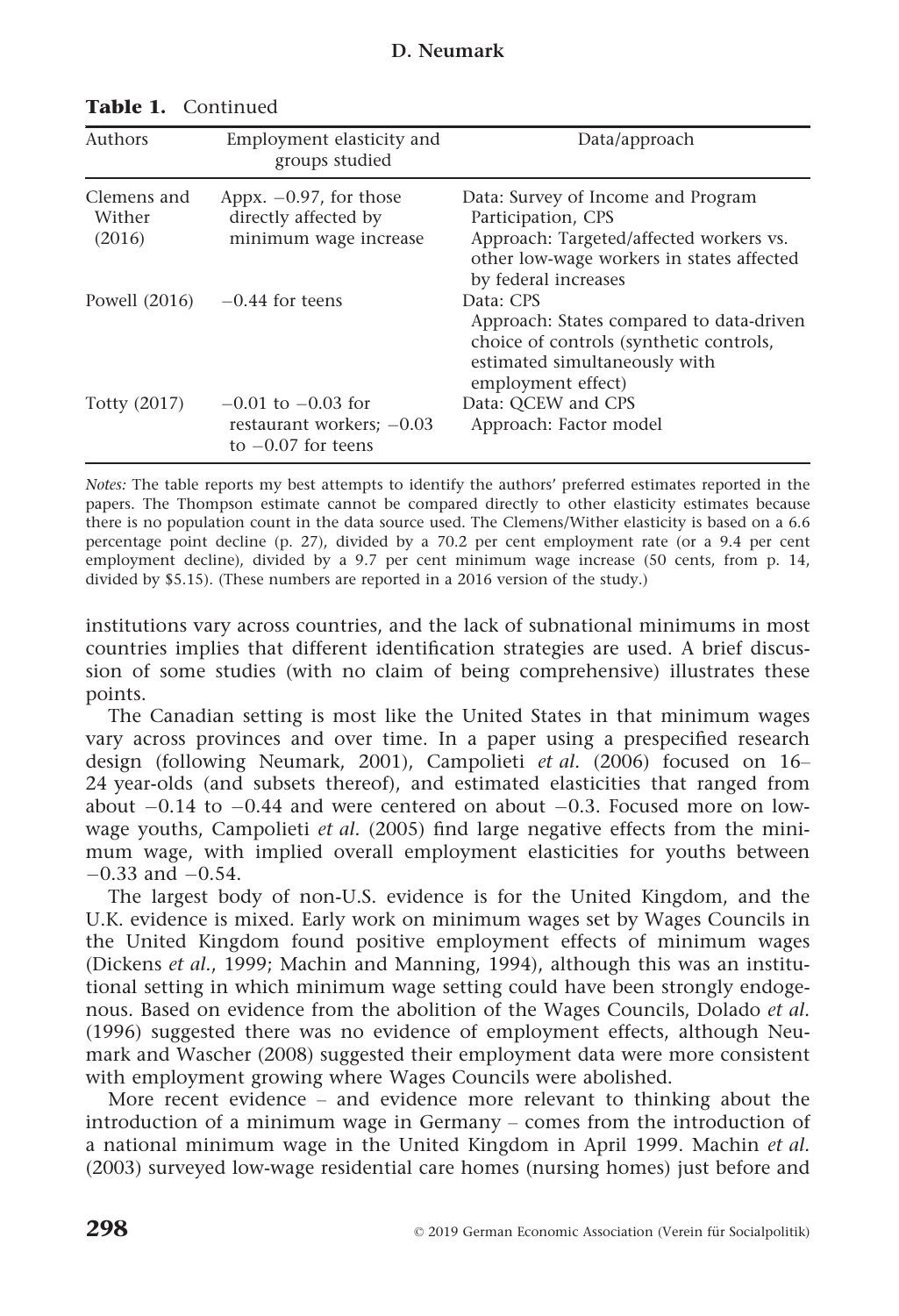**Table 1.** Continued

| Authors | Employment elasticity and groups studied | Data/approach |
|---|---|---|
| Clemens and Wither (2016) | Appx. −0.97, for those directly affected by minimum wage increase | Data: Survey of Income and Program Participation, CPS<br>Approach: Targeted/affected workers vs. other low-wage workers in states affected by federal increases |
| Powell (2016) | −0.44 for teens | Data: CPS<br>Approach: States compared to data-driven choice of controls (synthetic controls, estimated simultaneously with employment effect) |
| Totty (2017) | −0.01 to −0.03 for restaurant workers; −0.03 to −0.07 for teens | Data: QCEW and CPS<br>Approach: Factor model |

*Notes:* The table reports my best attempts to identify the authors' preferred estimates reported in the papers. The Thompson estimate cannot be compared directly to other elasticity estimates because there is no population count in the data source used. The Clemens/Wither elasticity is based on a 6.6 percentage point decline (p. 27), divided by a 70.2 per cent employment rate (or a 9.4 per cent employment decline), divided by a 9.7 per cent minimum wage increase (50 cents, from p. 14, divided by $5.15). (These numbers are reported in a 2016 version of the study.)

institutions vary across countries, and the lack of subnational minimums in most countries implies that different identification strategies are used. A brief discussion of some studies (with no claim of being comprehensive) illustrates these points.

The Canadian setting is most like the United States in that minimum wages vary across provinces and over time. In a paper using a prespecified research design (following Neumark, 2001), Campolieti *et al.* (2006) focused on 16–24 year-olds (and subsets thereof), and estimated elasticities that ranged from about −0.14 to −0.44 and were centered on about −0.3. Focused more on low-wage youths, Campolieti *et al.* (2005) find large negative effects from the minimum wage, with implied overall employment elasticities for youths between −0.33 and −0.54.

The largest body of non-U.S. evidence is for the United Kingdom, and the U.K. evidence is mixed. Early work on minimum wages set by Wages Councils in the United Kingdom found positive employment effects of minimum wages (Dickens *et al.*, 1999; Machin and Manning, 1994), although this was an institutional setting in which minimum wage setting could have been strongly endogenous. Based on evidence from the abolition of the Wages Councils, Dolado *et al.* (1996) suggested there was no evidence of employment effects, although Neumark and Wascher (2008) suggested their employment data were more consistent with employment growing where Wages Councils were abolished.

More recent evidence – and evidence more relevant to thinking about the introduction of a minimum wage in Germany – comes from the introduction of a national minimum wage in the United Kingdom in April 1999. Machin *et al.* (2003) surveyed low-wage residential care homes (nursing homes) just before and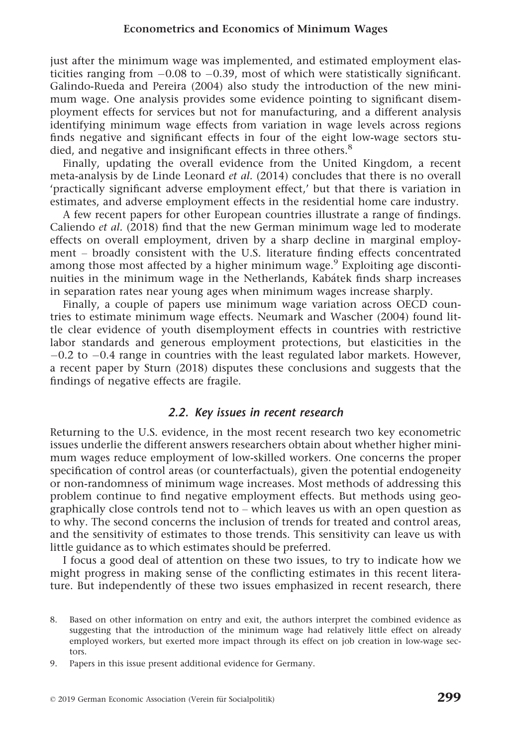just after the minimum wage was implemented, and estimated employment elasticities ranging from −0.08 to −0.39, most of which were statistically significant. Galindo-Rueda and Pereira (2004) also study the introduction of the new minimum wage. One analysis provides some evidence pointing to significant disemployment effects for services but not for manufacturing, and a different analysis identifying minimum wage effects from variation in wage levels across regions finds negative and significant effects in four of the eight low-wage sectors studied, and negative and insignificant effects in three others.[8]

Finally, updating the overall evidence from the United Kingdom, a recent meta-analysis by de Linde Leonard *et al.* (2014) concludes that there is no overall 'practically significant adverse employment effect,' but that there is variation in estimates, and adverse employment effects in the residential home care industry.

A few recent papers for other European countries illustrate a range of findings. Caliendo *et al.* (2018) find that the new German minimum wage led to moderate effects on overall employment, driven by a sharp decline in marginal employment – broadly consistent with the U.S. literature finding effects concentrated among those most affected by a higher minimum wage.[9] Exploiting age discontinuities in the minimum wage in the Netherlands, Kabátek finds sharp increases in separation rates near young ages when minimum wages increase sharply.

Finally, a couple of papers use minimum wage variation across OECD countries to estimate minimum wage effects. Neumark and Wascher (2004) found little clear evidence of youth disemployment effects in countries with restrictive labor standards and generous employment protections, but elasticities in the −0.2 to −0.4 range in countries with the least regulated labor markets. However, a recent paper by Sturn (2018) disputes these conclusions and suggests that the findings of negative effects are fragile.

### 2.2. Key issues in recent research

Returning to the U.S. evidence, in the most recent research two key econometric issues underlie the different answers researchers obtain about whether higher minimum wages reduce employment of low-skilled workers. One concerns the proper specification of control areas (or counterfactuals), given the potential endogeneity or non-randomness of minimum wage increases. Most methods of addressing this problem continue to find negative employment effects. But methods using geographically close controls tend not to – which leaves us with an open question as to why. The second concerns the inclusion of trends for treated and control areas, and the sensitivity of estimates to those trends. This sensitivity can leave us with little guidance as to which estimates should be preferred.

I focus a good deal of attention on these two issues, to try to indicate how we might progress in making sense of the conflicting estimates in this recent literature. But independently of these two issues emphasized in recent research, there

8. Based on other information on entry and exit, the authors interpret the combined evidence as suggesting that the introduction of the minimum wage had relatively little effect on already employed workers, but exerted more impact through its effect on job creation in low-wage sectors.

9. Papers in this issue present additional evidence for Germany.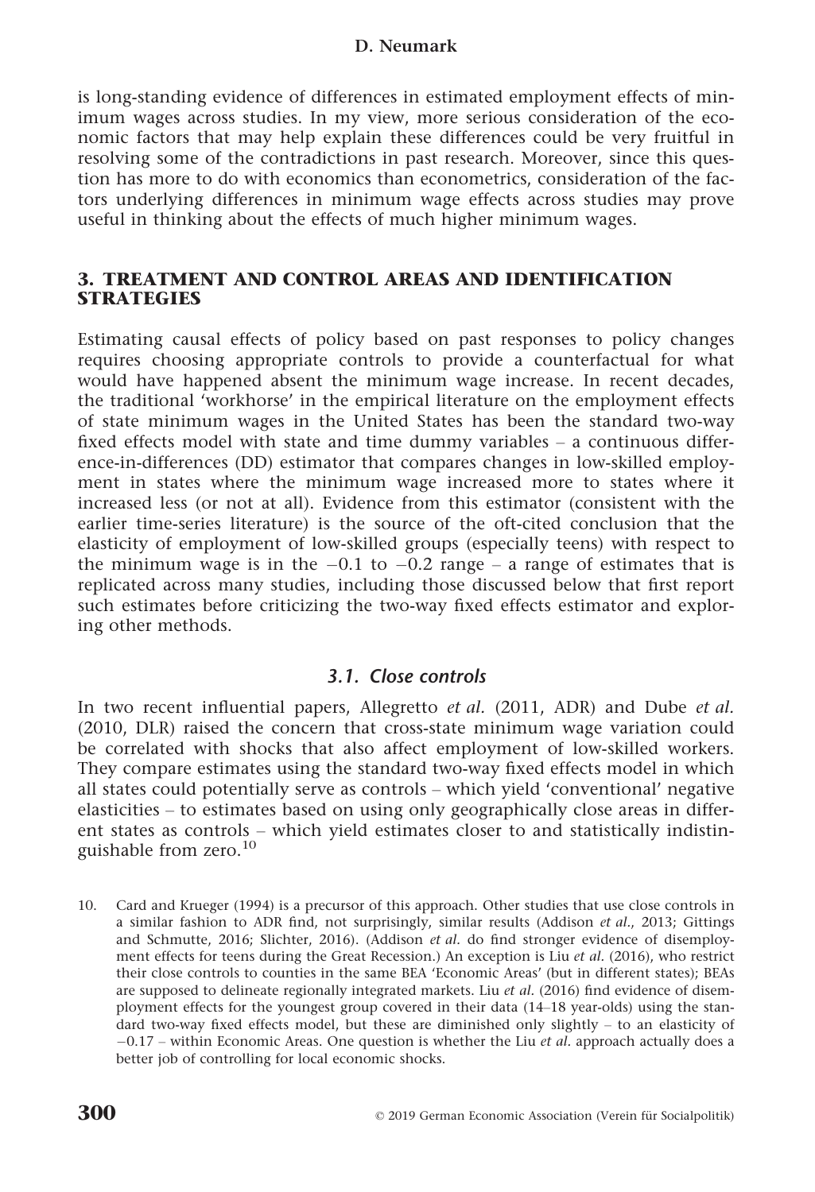is long-standing evidence of differences in estimated employment effects of minimum wages across studies. In my view, more serious consideration of the economic factors that may help explain these differences could be very fruitful in resolving some of the contradictions in past research. Moreover, since this question has more to do with economics than econometrics, consideration of the factors underlying differences in minimum wage effects across studies may prove useful in thinking about the effects of much higher minimum wages.

## 3. TREATMENT AND CONTROL AREAS AND IDENTIFICATION STRATEGIES

Estimating causal effects of policy based on past responses to policy changes requires choosing appropriate controls to provide a counterfactual for what would have happened absent the minimum wage increase. In recent decades, the traditional 'workhorse' in the empirical literature on the employment effects of state minimum wages in the United States has been the standard two-way fixed effects model with state and time dummy variables – a continuous difference-in-differences (DD) estimator that compares changes in low-skilled employment in states where the minimum wage increased more to states where it increased less (or not at all). Evidence from this estimator (consistent with the earlier time-series literature) is the source of the oft-cited conclusion that the elasticity of employment of low-skilled groups (especially teens) with respect to the minimum wage is in the −0.1 to −0.2 range – a range of estimates that is replicated across many studies, including those discussed below that first report such estimates before criticizing the two-way fixed effects estimator and exploring other methods.

### 3.1. Close controls

In two recent influential papers, Allegretto *et al.* (2011, ADR) and Dube *et al.* (2010, DLR) raised the concern that cross-state minimum wage variation could be correlated with shocks that also affect employment of low-skilled workers. They compare estimates using the standard two-way fixed effects model in which all states could potentially serve as controls – which yield 'conventional' negative elasticities – to estimates based on using only geographically close areas in different states as controls – which yield estimates closer to and statistically indistinguishable from zero.[10]

10. Card and Krueger (1994) is a precursor of this approach. Other studies that use close controls in a similar fashion to ADR find, not surprisingly, similar results (Addison *et al.*, 2013; Gittings and Schmutte, 2016; Slichter, 2016). (Addison *et al.* do find stronger evidence of disemployment effects for teens during the Great Recession.) An exception is Liu *et al.* (2016), who restrict their close controls to counties in the same BEA 'Economic Areas' (but in different states); BEAs are supposed to delineate regionally integrated markets. Liu *et al.* (2016) find evidence of disemployment effects for the youngest group covered in their data (14–18 year-olds) using the standard two-way fixed effects model, but these are diminished only slightly – to an elasticity of −0.17 – within Economic Areas. One question is whether the Liu *et al.* approach actually does a better job of controlling for local economic shocks.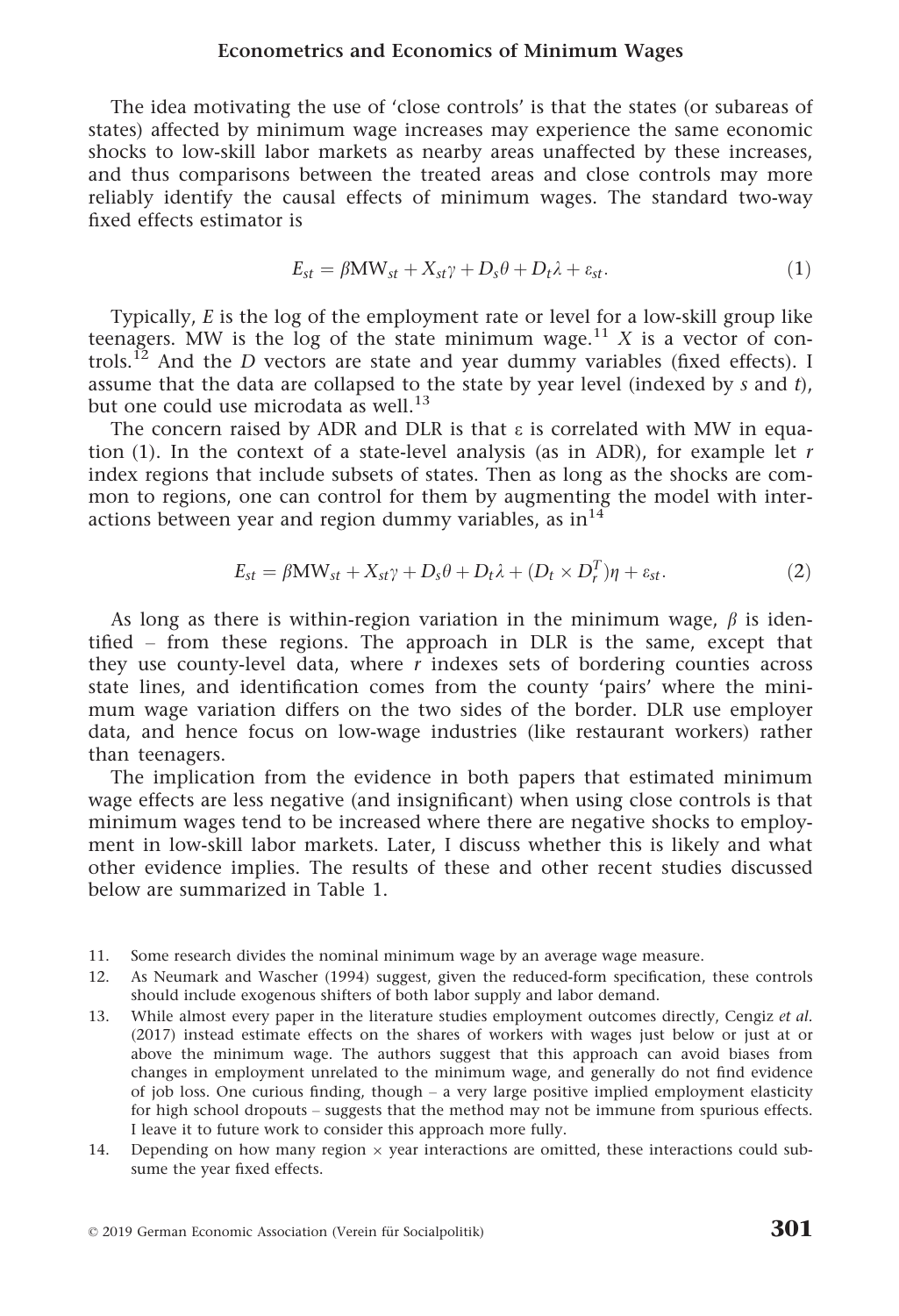The idea motivating the use of 'close controls' is that the states (or subareas of states) affected by minimum wage increases may experience the same economic shocks to low-skill labor markets as nearby areas unaffected by these increases, and thus comparisons between the treated areas and close controls may more reliably identify the causal effects of minimum wages. The standard two-way fixed effects estimator is

$$E_{st} = \beta \text{MW}_{st} + X_{st}\gamma + D_s\theta + D_t\lambda + \varepsilon_{st}. \tag{1}$$

Typically, $E$ is the log of the employment rate or level for a low-skill group like teenagers. MW is the log of the state minimum wage.[11] $X$ is a vector of controls.[12] And the $D$ vectors are state and year dummy variables (fixed effects). I assume that the data are collapsed to the state by year level (indexed by $s$ and $t$), but one could use microdata as well.[13]

The concern raised by ADR and DLR is that $\varepsilon$ is correlated with MW in equation (1). In the context of a state-level analysis (as in ADR), for example let $r$ index regions that include subsets of states. Then as long as the shocks are common to regions, one can control for them by augmenting the model with interactions between year and region dummy variables, as in[14]

$$E_{st} = \beta \text{MW}_{st} + X_{st}\gamma + D_s\theta + D_t\lambda + (D_t \times D_r^T)\eta + \varepsilon_{st}. \tag{2}$$

As long as there is within-region variation in the minimum wage, $\beta$ is identified – from these regions. The approach in DLR is the same, except that they use county-level data, where $r$ indexes sets of bordering counties across state lines, and identification comes from the county 'pairs' where the minimum wage variation differs on the two sides of the border. DLR use employer data, and hence focus on low-wage industries (like restaurant workers) rather than teenagers.

The implication from the evidence in both papers that estimated minimum wage effects are less negative (and insignificant) when using close controls is that minimum wages tend to be increased where there are negative shocks to employment in low-skill labor markets. Later, I discuss whether this is likely and what other evidence implies. The results of these and other recent studies discussed below are summarized in Table 1.

11. Some research divides the nominal minimum wage by an average wage measure.
12. As Neumark and Wascher (1994) suggest, given the reduced-form specification, these controls should include exogenous shifters of both labor supply and labor demand.
13. While almost every paper in the literature studies employment outcomes directly, Cengiz *et al.* (2017) instead estimate effects on the shares of workers with wages just below or just at or above the minimum wage. The authors suggest that this approach can avoid biases from changes in employment unrelated to the minimum wage, and generally do not find evidence of job loss. One curious finding, though – a very large positive implied employment elasticity for high school dropouts – suggests that the method may not be immune from spurious effects. I leave it to future work to consider this approach more fully.
14. Depending on how many region × year interactions are omitted, these interactions could subsume the year fixed effects.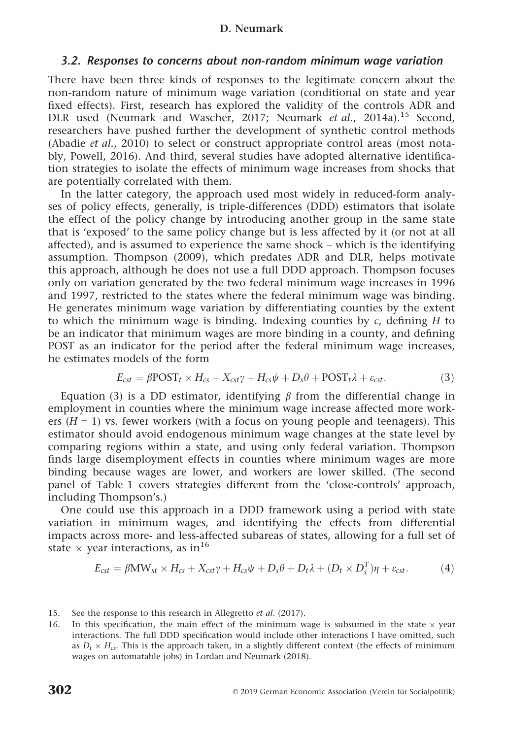### 3.2. Responses to concerns about non-random minimum wage variation

There have been three kinds of responses to the legitimate concern about the non-random nature of minimum wage variation (conditional on state and year fixed effects). First, research has explored the validity of the controls ADR and DLR used (Neumark and Wascher, 2017; Neumark *et al.*, 2014a).[15] Second, researchers have pushed further the development of synthetic control methods (Abadie *et al.*, 2010) to select or construct appropriate control areas (most notably, Powell, 2016). And third, several studies have adopted alternative identification strategies to isolate the effects of minimum wage increases from shocks that are potentially correlated with them.

In the latter category, the approach used most widely in reduced-form analyses of policy effects, generally, is triple-differences (DDD) estimators that isolate the effect of the policy change by introducing another group in the same state that is 'exposed' to the same policy change but is less affected by it (or not at all affected), and is assumed to experience the same shock – which is the identifying assumption. Thompson (2009), which predates ADR and DLR, helps motivate this approach, although he does not use a full DDD approach. Thompson focuses only on variation generated by the two federal minimum wage increases in 1996 and 1997, restricted to the states where the federal minimum wage was binding. He generates minimum wage variation by differentiating counties by the extent to which the minimum wage is binding. Indexing counties by $c$, defining $H$ to be an indicator that minimum wages are more binding in a county, and defining POST as an indicator for the period after the federal minimum wage increases, he estimates models of the form

$$E_{cst} = \beta \text{POST}_t \times H_{cs} + X_{cst}\gamma + H_{cs}\psi + D_s\theta + \text{POST}_t\lambda + \varepsilon_{cst}. \tag{3}$$

Equation (3) is a DD estimator, identifying $\beta$ from the differential change in employment in counties where the minimum wage increase affected more workers ($H = 1$) vs. fewer workers (with a focus on young people and teenagers). This estimator should avoid endogenous minimum wage changes at the state level by comparing regions within a state, and using only federal variation. Thompson finds large disemployment effects in counties where minimum wages are more binding because wages are lower, and workers are lower skilled. (The second panel of Table 1 covers strategies different from the 'close-controls' approach, including Thompson's.)

One could use this approach in a DDD framework using a period with state variation in minimum wages, and identifying the effects from differential impacts across more- and less-affected subareas of states, allowing for a full set of state $\times$ year interactions, as in[16]

$$E_{cst} = \beta \text{MW}_{st} \times H_{cs} + X_{cst}\gamma + H_{cs}\psi + D_s\theta + D_t\lambda + (D_t \times D_s^T)\eta + \varepsilon_{cst}. \tag{4}$$

15. See the response to this research in Allegretto *et al.* (2017).

16. In this specification, the main effect of the minimum wage is subsumed in the state $\times$ year interactions. The full DDD specification would include other interactions I have omitted, such as $D_t \times H_{cs}$. This is the approach taken, in a slightly different context (the effects of minimum wages on automatable jobs) in Lordan and Neumark (2018).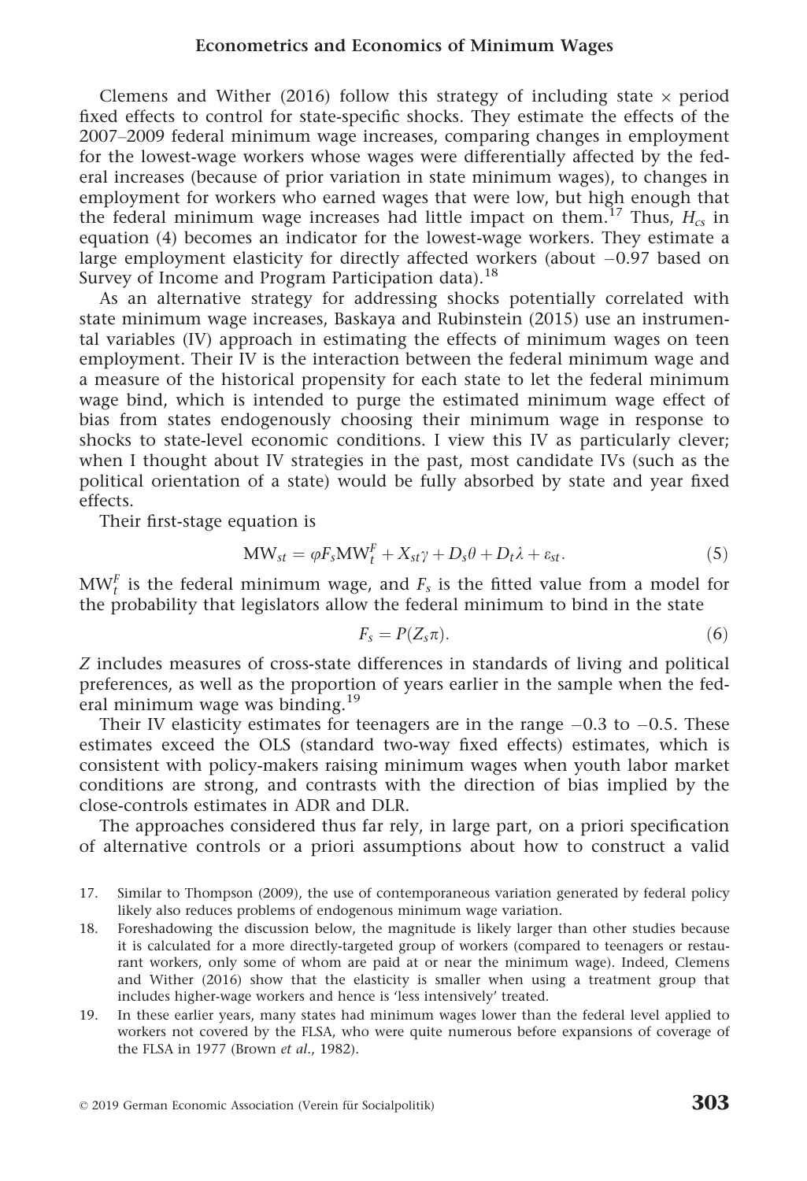Clemens and Wither (2016) follow this strategy of including state × period fixed effects to control for state-specific shocks. They estimate the effects of the 2007–2009 federal minimum wage increases, comparing changes in employment for the lowest-wage workers whose wages were differentially affected by the federal increases (because of prior variation in state minimum wages), to changes in employment for workers who earned wages that were low, but high enough that the federal minimum wage increases had little impact on them.[17] Thus, $H_{cs}$ in equation (4) becomes an indicator for the lowest-wage workers. They estimate a large employment elasticity for directly affected workers (about −0.97 based on Survey of Income and Program Participation data).[18]

As an alternative strategy for addressing shocks potentially correlated with state minimum wage increases, Baskaya and Rubinstein (2015) use an instrumental variables (IV) approach in estimating the effects of minimum wages on teen employment. Their IV is the interaction between the federal minimum wage and a measure of the historical propensity for each state to let the federal minimum wage bind, which is intended to purge the estimated minimum wage effect of bias from states endogenously choosing their minimum wage in response to shocks to state-level economic conditions. I view this IV as particularly clever; when I thought about IV strategies in the past, most candidate IVs (such as the political orientation of a state) would be fully absorbed by state and year fixed effects.

Their first-stage equation is

$$\mathrm{MW}_{st} = \varphi F_s \mathrm{MW}_t^F + X_{st}\gamma + D_s\theta + D_t\lambda + \varepsilon_{st}. \tag{5}$$

$\mathrm{MW}_t^F$ is the federal minimum wage, and $F_s$ is the fitted value from a model for the probability that legislators allow the federal minimum to bind in the state

$$F_s = P(Z_s\pi). \tag{6}$$

$Z$ includes measures of cross-state differences in standards of living and political preferences, as well as the proportion of years earlier in the sample when the federal minimum wage was binding.[19]

Their IV elasticity estimates for teenagers are in the range −0.3 to −0.5. These estimates exceed the OLS (standard two-way fixed effects) estimates, which is consistent with policy-makers raising minimum wages when youth labor market conditions are strong, and contrasts with the direction of bias implied by the close-controls estimates in ADR and DLR.

The approaches considered thus far rely, in large part, on a priori specification of alternative controls or a priori assumptions about how to construct a valid

17. Similar to Thompson (2009), the use of contemporaneous variation generated by federal policy likely also reduces problems of endogenous minimum wage variation.

18. Foreshadowing the discussion below, the magnitude is likely larger than other studies because it is calculated for a more directly-targeted group of workers (compared to teenagers or restaurant workers, only some of whom are paid at or near the minimum wage). Indeed, Clemens and Wither (2016) show that the elasticity is smaller when using a treatment group that includes higher-wage workers and hence is 'less intensively' treated.

19. In these earlier years, many states had minimum wages lower than the federal level applied to workers not covered by the FLSA, who were quite numerous before expansions of coverage of the FLSA in 1977 (Brown *et al.*, 1982).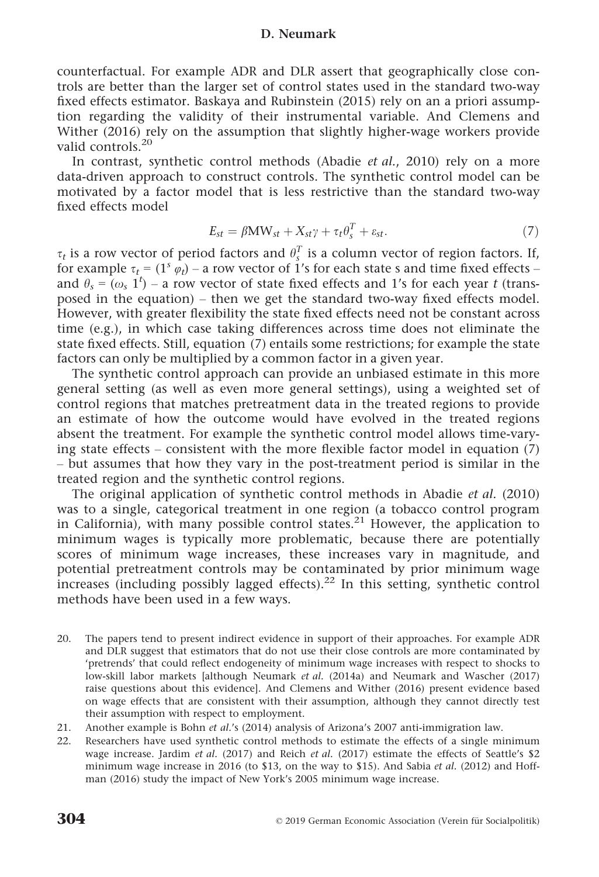counterfactual. For example ADR and DLR assert that geographically close controls are better than the larger set of control states used in the standard two-way fixed effects estimator. Baskaya and Rubinstein (2015) rely on an a priori assumption regarding the validity of their instrumental variable. And Clemens and Wither (2016) rely on the assumption that slightly higher-wage workers provide valid controls.[20]

In contrast, synthetic control methods (Abadie *et al.*, 2010) rely on a more data-driven approach to construct controls. The synthetic control model can be motivated by a factor model that is less restrictive than the standard two-way fixed effects model

$$E_{st} = \beta \text{MW}_{st} + X_{st}\gamma + \tau_t \theta_s^T + \varepsilon_{st}. \tag{7}$$

$\tau_t$ is a row vector of period factors and $\theta_s^T$ is a column vector of region factors. If, for example $\tau_t = (1^s\ \varphi_t)$ – a row vector of 1's for each state s and time fixed effects – and $\theta_s = (\omega_s\ 1^t)$ – a row vector of state fixed effects and 1's for each year $t$ (transposed in the equation) – then we get the standard two-way fixed effects model. However, with greater flexibility the state fixed effects need not be constant across time (e.g.), in which case taking differences across time does not eliminate the state fixed effects. Still, equation (7) entails some restrictions; for example the state factors can only be multiplied by a common factor in a given year.

The synthetic control approach can provide an unbiased estimate in this more general setting (as well as even more general settings), using a weighted set of control regions that matches pretreatment data in the treated regions to provide an estimate of how the outcome would have evolved in the treated regions absent the treatment. For example the synthetic control model allows time-varying state effects – consistent with the more flexible factor model in equation (7) – but assumes that how they vary in the post-treatment period is similar in the treated region and the synthetic control regions.

The original application of synthetic control methods in Abadie *et al.* (2010) was to a single, categorical treatment in one region (a tobacco control program in California), with many possible control states.[21] However, the application to minimum wages is typically more problematic, because there are potentially scores of minimum wage increases, these increases vary in magnitude, and potential pretreatment controls may be contaminated by prior minimum wage increases (including possibly lagged effects).[22] In this setting, synthetic control methods have been used in a few ways.

20. The papers tend to present indirect evidence in support of their approaches. For example ADR and DLR suggest that estimators that do not use their close controls are more contaminated by 'pretrends' that could reflect endogeneity of minimum wage increases with respect to shocks to low-skill labor markets [although Neumark *et al.* (2014a) and Neumark and Wascher (2017) raise questions about this evidence]. And Clemens and Wither (2016) present evidence based on wage effects that are consistent with their assumption, although they cannot directly test their assumption with respect to employment.

21. Another example is Bohn *et al.*'s (2014) analysis of Arizona's 2007 anti-immigration law.

22. Researchers have used synthetic control methods to estimate the effects of a single minimum wage increase. Jardim *et al.* (2017) and Reich *et al.* (2017) estimate the effects of Seattle's \$2 minimum wage increase in 2016 (to \$13, on the way to \$15). And Sabia *et al.* (2012) and Hoffman (2016) study the impact of New York's 2005 minimum wage increase.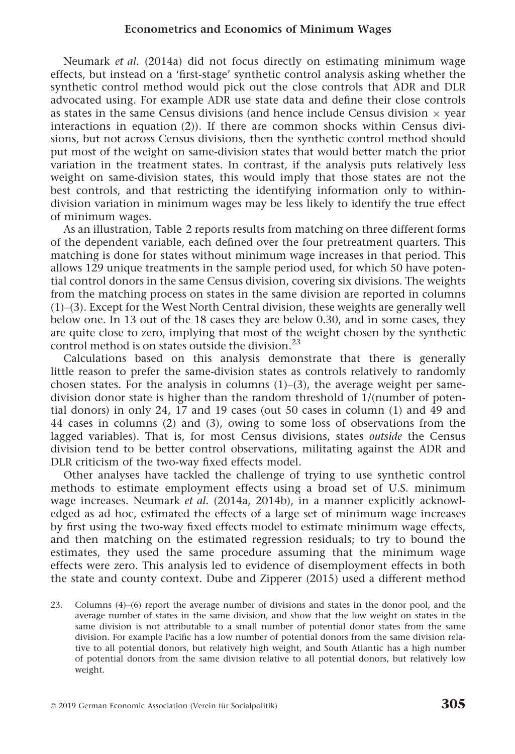Neumark *et al.* (2014a) did not focus directly on estimating minimum wage effects, but instead on a 'first-stage' synthetic control analysis asking whether the synthetic control method would pick out the close controls that ADR and DLR advocated using. For example ADR use state data and define their close controls as states in the same Census divisions (and hence include Census division × year interactions in equation (2)). If there are common shocks within Census divisions, but not across Census divisions, then the synthetic control method should put most of the weight on same-division states that would better match the prior variation in the treatment states. In contrast, if the analysis puts relatively less weight on same-division states, this would imply that those states are not the best controls, and that restricting the identifying information only to within-division variation in minimum wages may be less likely to identify the true effect of minimum wages.

As an illustration, Table 2 reports results from matching on three different forms of the dependent variable, each defined over the four pretreatment quarters. This matching is done for states without minimum wage increases in that period. This allows 129 unique treatments in the sample period used, for which 50 have potential control donors in the same Census division, covering six divisions. The weights from the matching process on states in the same division are reported in columns (1)–(3). Except for the West North Central division, these weights are generally well below one. In 13 out of the 18 cases they are below 0.30, and in some cases, they are quite close to zero, implying that most of the weight chosen by the synthetic control method is on states outside the division.[23]

Calculations based on this analysis demonstrate that there is generally little reason to prefer the same-division states as controls relatively to randomly chosen states. For the analysis in columns (1)–(3), the average weight per same-division donor state is higher than the random threshold of 1/(number of potential donors) in only 24, 17 and 19 cases (out 50 cases in column (1) and 49 and 44 cases in columns (2) and (3), owing to some loss of observations from the lagged variables). That is, for most Census divisions, states *outside* the Census division tend to be better control observations, militating against the ADR and DLR criticism of the two-way fixed effects model.

Other analyses have tackled the challenge of trying to use synthetic control methods to estimate employment effects using a broad set of U.S. minimum wage increases. Neumark *et al.* (2014a, 2014b), in a manner explicitly acknowledged as ad hoc, estimated the effects of a large set of minimum wage increases by first using the two-way fixed effects model to estimate minimum wage effects, and then matching on the estimated regression residuals; to try to bound the estimates, they used the same procedure assuming that the minimum wage effects were zero. This analysis led to evidence of disemployment effects in both the state and county context. Dube and Zipperer (2015) used a different method

23. Columns (4)–(6) report the average number of divisions and states in the donor pool, and the average number of states in the same division, and show that the low weight on states in the same division is not attributable to a small number of potential donor states from the same division. For example Pacific has a low number of potential donors from the same division relative to all potential donors, but relatively high weight, and South Atlantic has a high number of potential donors from the same division relative to all potential donors, but relatively low weight.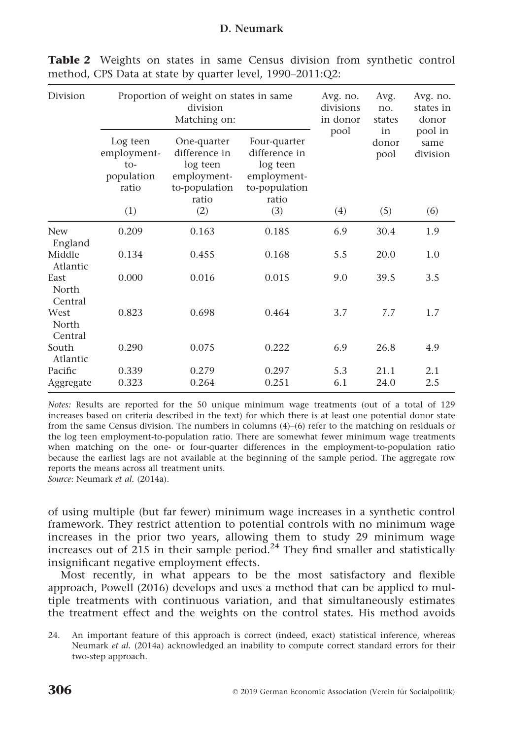**Table 2** Weights on states in same Census division from synthetic control method, CPS Data at state by quarter level, 1990–2011:Q2:

| Division | Proportion of weight on states in same division Matching on: | | | Avg. no. divisions in donor pool | Avg. no. states in donor pool | Avg. no. states in donor pool in same division |
|---|---|---|---|---|---|---|
| | Log teen employment-to-population ratio | One-quarter difference in log teen employment-to-population ratio | Four-quarter difference in log teen employment-to-population ratio | | | |
| | (1) | (2) | (3) | (4) | (5) | (6) |
| New England | 0.209 | 0.163 | 0.185 | 6.9 | 30.4 | 1.9 |
| Middle Atlantic | 0.134 | 0.455 | 0.168 | 5.5 | 20.0 | 1.0 |
| East North Central | 0.000 | 0.016 | 0.015 | 9.0 | 39.5 | 3.5 |
| West North Central | 0.823 | 0.698 | 0.464 | 3.7 | 7.7 | 1.7 |
| South Atlantic | 0.290 | 0.075 | 0.222 | 6.9 | 26.8 | 4.9 |
| Pacific | 0.339 | 0.279 | 0.297 | 5.3 | 21.1 | 2.1 |
| Aggregate | 0.323 | 0.264 | 0.251 | 6.1 | 24.0 | 2.5 |

*Notes:* Results are reported for the 50 unique minimum wage treatments (out of a total of 129 increases based on criteria described in the text) for which there is at least one potential donor state from the same Census division. The numbers in columns (4)–(6) refer to the matching on residuals or the log teen employment-to-population ratio. There are somewhat fewer minimum wage treatments when matching on the one- or four-quarter differences in the employment-to-population ratio because the earliest lags are not available at the beginning of the sample period. The aggregate row reports the means across all treatment units.
*Source*: Neumark *et al.* (2014a).

of using multiple (but far fewer) minimum wage increases in a synthetic control framework. They restrict attention to potential controls with no minimum wage increases in the prior two years, allowing them to study 29 minimum wage increases out of 215 in their sample period.[24] They find smaller and statistically insignificant negative employment effects.

Most recently, in what appears to be the most satisfactory and flexible approach, Powell (2016) develops and uses a method that can be applied to multiple treatments with continuous variation, and that simultaneously estimates the treatment effect and the weights on the control states. His method avoids

24. An important feature of this approach is correct (indeed, exact) statistical inference, whereas Neumark *et al.* (2014a) acknowledged an inability to compute correct standard errors for their two-step approach.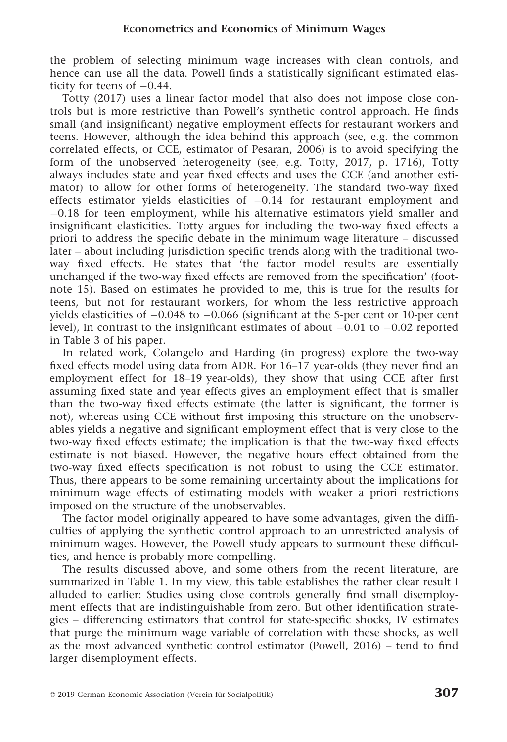the problem of selecting minimum wage increases with clean controls, and hence can use all the data. Powell finds a statistically significant estimated elasticity for teens of −0.44.

Totty (2017) uses a linear factor model that also does not impose close controls but is more restrictive than Powell's synthetic control approach. He finds small (and insignificant) negative employment effects for restaurant workers and teens. However, although the idea behind this approach (see, e.g. the common correlated effects, or CCE, estimator of Pesaran, 2006) is to avoid specifying the form of the unobserved heterogeneity (see, e.g. Totty, 2017, p. 1716), Totty always includes state and year fixed effects and uses the CCE (and another estimator) to allow for other forms of heterogeneity. The standard two-way fixed effects estimator yields elasticities of −0.14 for restaurant employment and −0.18 for teen employment, while his alternative estimators yield smaller and insignificant elasticities. Totty argues for including the two-way fixed effects a priori to address the specific debate in the minimum wage literature – discussed later – about including jurisdiction specific trends along with the traditional two-way fixed effects. He states that 'the factor model results are essentially unchanged if the two-way fixed effects are removed from the specification' (footnote 15). Based on estimates he provided to me, this is true for the results for teens, but not for restaurant workers, for whom the less restrictive approach yields elasticities of −0.048 to −0.066 (significant at the 5-per cent or 10-per cent level), in contrast to the insignificant estimates of about −0.01 to −0.02 reported in Table 3 of his paper.

In related work, Colangelo and Harding (in progress) explore the two-way fixed effects model using data from ADR. For 16–17 year-olds (they never find an employment effect for 18–19 year-olds), they show that using CCE after first assuming fixed state and year effects gives an employment effect that is smaller than the two-way fixed effects estimate (the latter is significant, the former is not), whereas using CCE without first imposing this structure on the unobservables yields a negative and significant employment effect that is very close to the two-way fixed effects estimate; the implication is that the two-way fixed effects estimate is not biased. However, the negative hours effect obtained from the two-way fixed effects specification is not robust to using the CCE estimator. Thus, there appears to be some remaining uncertainty about the implications for minimum wage effects of estimating models with weaker a priori restrictions imposed on the structure of the unobservables.

The factor model originally appeared to have some advantages, given the difficulties of applying the synthetic control approach to an unrestricted analysis of minimum wages. However, the Powell study appears to surmount these difficulties, and hence is probably more compelling.

The results discussed above, and some others from the recent literature, are summarized in Table 1. In my view, this table establishes the rather clear result I alluded to earlier: Studies using close controls generally find small disemployment effects that are indistinguishable from zero. But other identification strategies – differencing estimators that control for state-specific shocks, IV estimates that purge the minimum wage variable of correlation with these shocks, as well as the most advanced synthetic control estimator (Powell, 2016) – tend to find larger disemployment effects.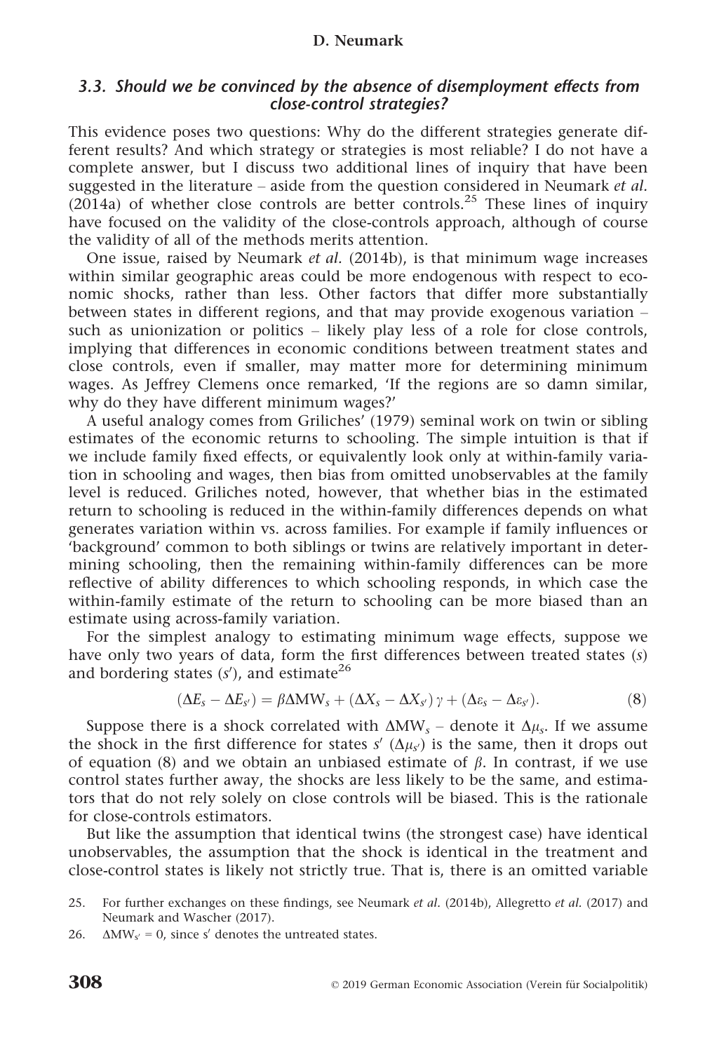### 3.3. Should we be convinced by the absence of disemployment effects from close-control strategies?

This evidence poses two questions: Why do the different strategies generate different results? And which strategy or strategies is most reliable? I do not have a complete answer, but I discuss two additional lines of inquiry that have been suggested in the literature – aside from the question considered in Neumark *et al.* (2014a) of whether close controls are better controls.[25] These lines of inquiry have focused on the validity of the close-controls approach, although of course the validity of all of the methods merits attention.

One issue, raised by Neumark *et al.* (2014b), is that minimum wage increases within similar geographic areas could be more endogenous with respect to economic shocks, rather than less. Other factors that differ more substantially between states in different regions, and that may provide exogenous variation – such as unionization or politics – likely play less of a role for close controls, implying that differences in economic conditions between treatment states and close controls, even if smaller, may matter more for determining minimum wages. As Jeffrey Clemens once remarked, 'If the regions are so damn similar, why do they have different minimum wages?'

A useful analogy comes from Griliches' (1979) seminal work on twin or sibling estimates of the economic returns to schooling. The simple intuition is that if we include family fixed effects, or equivalently look only at within-family variation in schooling and wages, then bias from omitted unobservables at the family level is reduced. Griliches noted, however, that whether bias in the estimated return to schooling is reduced in the within-family differences depends on what generates variation within vs. across families. For example if family influences or 'background' common to both siblings or twins are relatively important in determining schooling, then the remaining within-family differences can be more reflective of ability differences to which schooling responds, in which case the within-family estimate of the return to schooling can be more biased than an estimate using across-family variation.

For the simplest analogy to estimating minimum wage effects, suppose we have only two years of data, form the first differences between treated states ($s$) and bordering states ($s'$), and estimate[26]

$$(\Delta E_s - \Delta E_{s'}) = \beta \Delta \mathrm{MW}_s + (\Delta X_s - \Delta X_{s'})\gamma + (\Delta \varepsilon_s - \Delta \varepsilon_{s'}). \tag{8}$$

Suppose there is a shock correlated with $\Delta \mathrm{MW}_s$ – denote it $\Delta \mu_s$. If we assume the shock in the first difference for states $s'$ ($\Delta \mu_{s'}$) is the same, then it drops out of equation (8) and we obtain an unbiased estimate of $\beta$. In contrast, if we use control states further away, the shocks are less likely to be the same, and estimators that do not rely solely on close controls will be biased. This is the rationale for close-controls estimators.

But like the assumption that identical twins (the strongest case) have identical unobservables, the assumption that the shock is identical in the treatment and close-control states is likely not strictly true. That is, there is an omitted variable

25. For further exchanges on these findings, see Neumark *et al.* (2014b), Allegretto *et al.* (2017) and Neumark and Wascher (2017).

26. $\Delta \mathrm{MW}_{s'} = 0$, since $s'$ denotes the untreated states.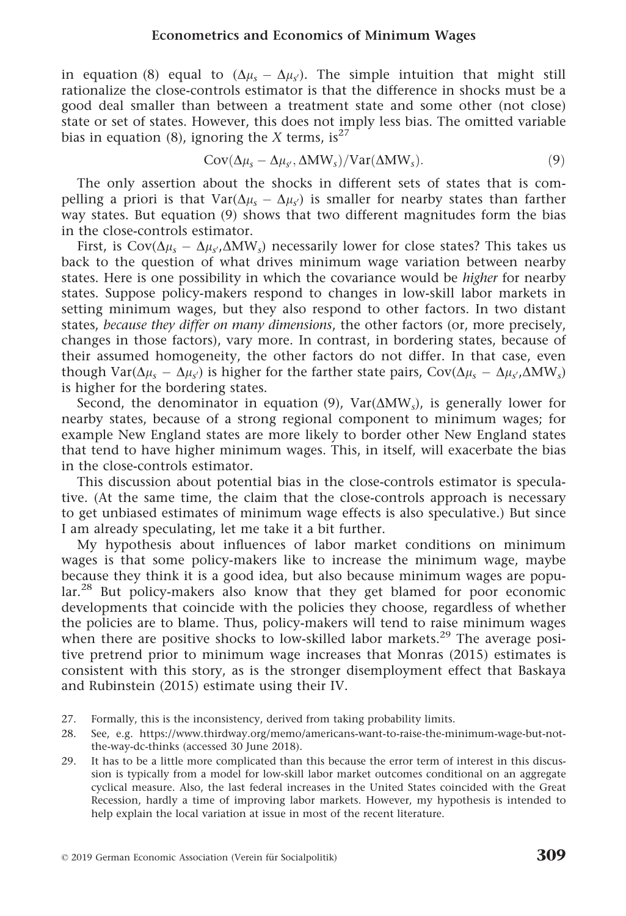in equation (8) equal to $(\Delta\mu_s - \Delta\mu_{s'})$. The simple intuition that might still rationalize the close-controls estimator is that the difference in shocks must be a good deal smaller than between a treatment state and some other (not close) state or set of states. However, this does not imply less bias. The omitted variable bias in equation (8), ignoring the $X$ terms, is[27]

$$\mathrm{Cov}(\Delta\mu_s - \Delta\mu_{s'}, \Delta\mathrm{MW}_s)/\mathrm{Var}(\Delta\mathrm{MW}_s). \tag{9}$$

The only assertion about the shocks in different sets of states that is compelling a priori is that $\mathrm{Var}(\Delta\mu_s - \Delta\mu_{s'})$ is smaller for nearby states than farther way states. But equation (9) shows that two different magnitudes form the bias in the close-controls estimator.

First, is $\mathrm{Cov}(\Delta\mu_s - \Delta\mu_{s'}, \Delta\mathrm{MW}_s)$ necessarily lower for close states? This takes us back to the question of what drives minimum wage variation between nearby states. Here is one possibility in which the covariance would be *higher* for nearby states. Suppose policy-makers respond to changes in low-skill labor markets in setting minimum wages, but they also respond to other factors. In two distant states, *because they differ on many dimensions*, the other factors (or, more precisely, changes in those factors), vary more. In contrast, in bordering states, because of their assumed homogeneity, the other factors do not differ. In that case, even though $\mathrm{Var}(\Delta\mu_s - \Delta\mu_{s'})$ is higher for the farther state pairs, $\mathrm{Cov}(\Delta\mu_s - \Delta\mu_{s'}, \Delta\mathrm{MW}_s)$ is higher for the bordering states.

Second, the denominator in equation (9), $\mathrm{Var}(\Delta\mathrm{MW}_s)$, is generally lower for nearby states, because of a strong regional component to minimum wages; for example New England states are more likely to border other New England states that tend to have higher minimum wages. This, in itself, will exacerbate the bias in the close-controls estimator.

This discussion about potential bias in the close-controls estimator is speculative. (At the same time, the claim that the close-controls approach is necessary to get unbiased estimates of minimum wage effects is also speculative.) But since I am already speculating, let me take it a bit further.

My hypothesis about influences of labor market conditions on minimum wages is that some policy-makers like to increase the minimum wage, maybe because they think it is a good idea, but also because minimum wages are popular.[28] But policy-makers also know that they get blamed for poor economic developments that coincide with the policies they choose, regardless of whether the policies are to blame. Thus, policy-makers will tend to raise minimum wages when there are positive shocks to low-skilled labor markets.[29] The average positive pretrend prior to minimum wage increases that Monras (2015) estimates is consistent with this story, as is the stronger disemployment effect that Baskaya and Rubinstein (2015) estimate using their IV.

27. Formally, this is the inconsistency, derived from taking probability limits.

28. See, e.g. https://www.thirdway.org/memo/americans-want-to-raise-the-minimum-wage-but-not-the-way-dc-thinks (accessed 30 June 2018).

29. It has to be a little more complicated than this because the error term of interest in this discussion is typically from a model for low-skill labor market outcomes conditional on an aggregate cyclical measure. Also, the last federal increases in the United States coincided with the Great Recession, hardly a time of improving labor markets. However, my hypothesis is intended to help explain the local variation at issue in most of the recent literature.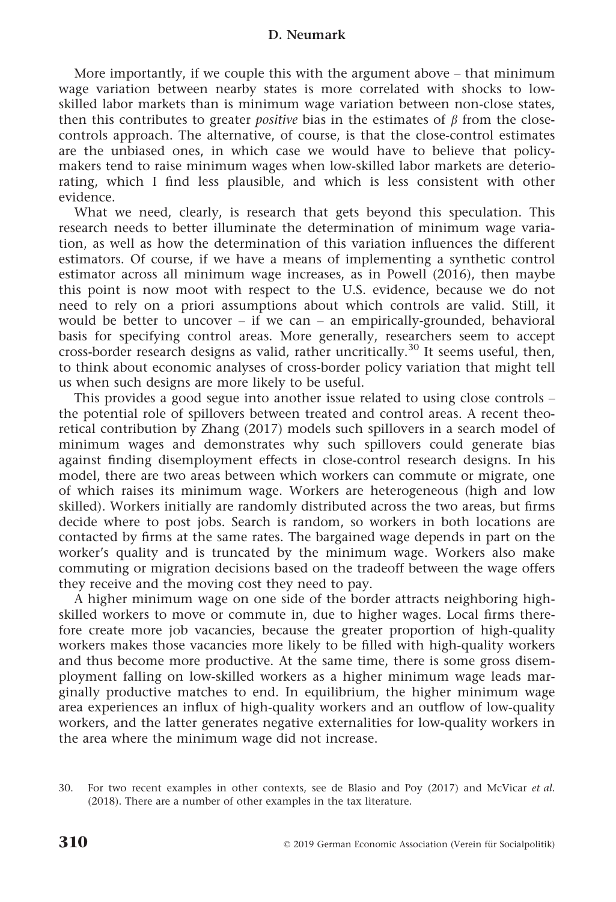More importantly, if we couple this with the argument above – that minimum wage variation between nearby states is more correlated with shocks to low-skilled labor markets than is minimum wage variation between non-close states, then this contributes to greater *positive* bias in the estimates of $\beta$ from the close-controls approach. The alternative, of course, is that the close-control estimates are the unbiased ones, in which case we would have to believe that policy-makers tend to raise minimum wages when low-skilled labor markets are deteriorating, which I find less plausible, and which is less consistent with other evidence.

What we need, clearly, is research that gets beyond this speculation. This research needs to better illuminate the determination of minimum wage variation, as well as how the determination of this variation influences the different estimators. Of course, if we have a means of implementing a synthetic control estimator across all minimum wage increases, as in Powell (2016), then maybe this point is now moot with respect to the U.S. evidence, because we do not need to rely on a priori assumptions about which controls are valid. Still, it would be better to uncover – if we can – an empirically-grounded, behavioral basis for specifying control areas. More generally, researchers seem to accept cross-border research designs as valid, rather uncritically.[30] It seems useful, then, to think about economic analyses of cross-border policy variation that might tell us when such designs are more likely to be useful.

This provides a good segue into another issue related to using close controls – the potential role of spillovers between treated and control areas. A recent theoretical contribution by Zhang (2017) models such spillovers in a search model of minimum wages and demonstrates why such spillovers could generate bias against finding disemployment effects in close-control research designs. In his model, there are two areas between which workers can commute or migrate, one of which raises its minimum wage. Workers are heterogeneous (high and low skilled). Workers initially are randomly distributed across the two areas, but firms decide where to post jobs. Search is random, so workers in both locations are contacted by firms at the same rates. The bargained wage depends in part on the worker's quality and is truncated by the minimum wage. Workers also make commuting or migration decisions based on the tradeoff between the wage offers they receive and the moving cost they need to pay.

A higher minimum wage on one side of the border attracts neighboring high-skilled workers to move or commute in, due to higher wages. Local firms therefore create more job vacancies, because the greater proportion of high-quality workers makes those vacancies more likely to be filled with high-quality workers and thus become more productive. At the same time, there is some gross disemployment falling on low-skilled workers as a higher minimum wage leads marginally productive matches to end. In equilibrium, the higher minimum wage area experiences an influx of high-quality workers and an outflow of low-quality workers, and the latter generates negative externalities for low-quality workers in the area where the minimum wage did not increase.

30. For two recent examples in other contexts, see de Blasio and Poy (2017) and McVicar *et al.* (2018). There are a number of other examples in the tax literature.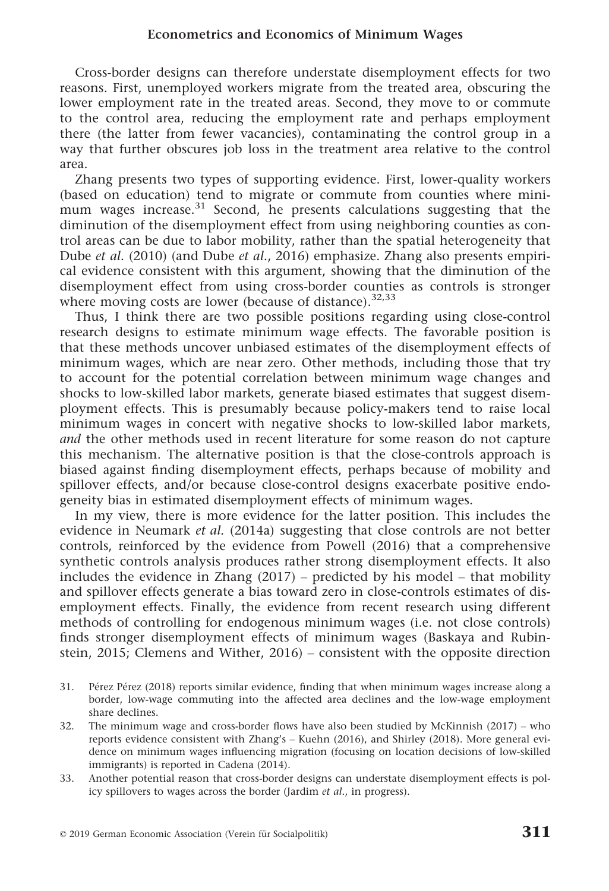Cross-border designs can therefore understate disemployment effects for two reasons. First, unemployed workers migrate from the treated area, obscuring the lower employment rate in the treated areas. Second, they move to or commute to the control area, reducing the employment rate and perhaps employment there (the latter from fewer vacancies), contaminating the control group in a way that further obscures job loss in the treatment area relative to the control area.

Zhang presents two types of supporting evidence. First, lower-quality workers (based on education) tend to migrate or commute from counties where minimum wages increase.[31] Second, he presents calculations suggesting that the diminution of the disemployment effect from using neighboring counties as control areas can be due to labor mobility, rather than the spatial heterogeneity that Dube *et al.* (2010) (and Dube *et al.*, 2016) emphasize. Zhang also presents empirical evidence consistent with this argument, showing that the diminution of the disemployment effect from using cross-border counties as controls is stronger where moving costs are lower (because of distance).[32,33]

Thus, I think there are two possible positions regarding using close-control research designs to estimate minimum wage effects. The favorable position is that these methods uncover unbiased estimates of the disemployment effects of minimum wages, which are near zero. Other methods, including those that try to account for the potential correlation between minimum wage changes and shocks to low-skilled labor markets, generate biased estimates that suggest disemployment effects. This is presumably because policy-makers tend to raise local minimum wages in concert with negative shocks to low-skilled labor markets, *and* the other methods used in recent literature for some reason do not capture this mechanism. The alternative position is that the close-controls approach is biased against finding disemployment effects, perhaps because of mobility and spillover effects, and/or because close-control designs exacerbate positive endogeneity bias in estimated disemployment effects of minimum wages.

In my view, there is more evidence for the latter position. This includes the evidence in Neumark *et al.* (2014a) suggesting that close controls are not better controls, reinforced by the evidence from Powell (2016) that a comprehensive synthetic controls analysis produces rather strong disemployment effects. It also includes the evidence in Zhang (2017) – predicted by his model – that mobility and spillover effects generate a bias toward zero in close-controls estimates of disemployment effects. Finally, the evidence from recent research using different methods of controlling for endogenous minimum wages (i.e. not close controls) finds stronger disemployment effects of minimum wages (Baskaya and Rubinstein, 2015; Clemens and Wither, 2016) – consistent with the opposite direction

31. Pérez Pérez (2018) reports similar evidence, finding that when minimum wages increase along a border, low-wage commuting into the affected area declines and the low-wage employment share declines.

32. The minimum wage and cross-border flows have also been studied by McKinnish (2017) – who reports evidence consistent with Zhang's – Kuehn (2016), and Shirley (2018). More general evidence on minimum wages influencing migration (focusing on location decisions of low-skilled immigrants) is reported in Cadena (2014).

33. Another potential reason that cross-border designs can understate disemployment effects is policy spillovers to wages across the border (Jardim *et al.*, in progress).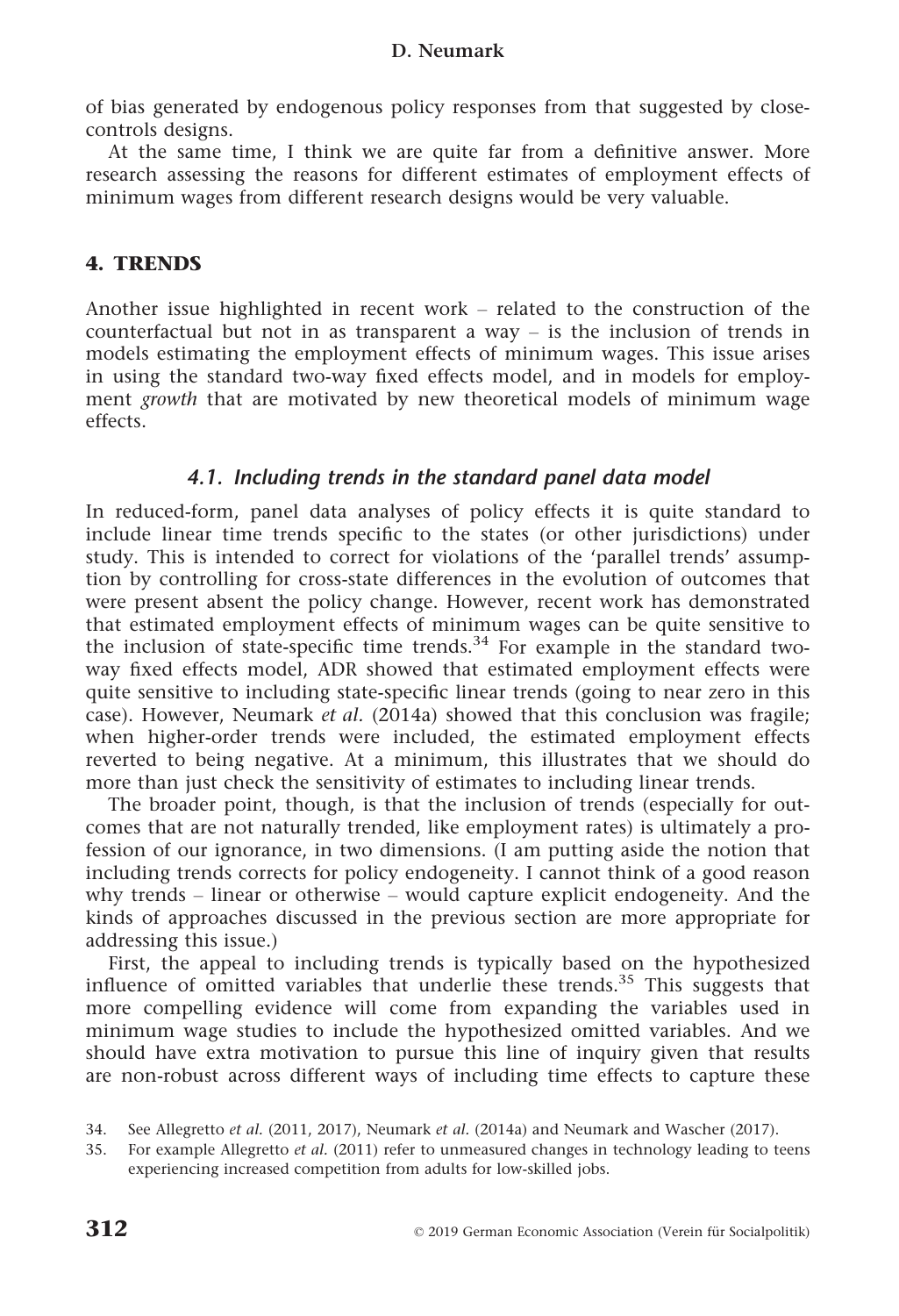of bias generated by endogenous policy responses from that suggested by close-controls designs.

At the same time, I think we are quite far from a definitive answer. More research assessing the reasons for different estimates of employment effects of minimum wages from different research designs would be very valuable.

## 4. TRENDS

Another issue highlighted in recent work – related to the construction of the counterfactual but not in as transparent a way – is the inclusion of trends in models estimating the employment effects of minimum wages. This issue arises in using the standard two-way fixed effects model, and in models for employment *growth* that are motivated by new theoretical models of minimum wage effects.

### 4.1. Including trends in the standard panel data model

In reduced-form, panel data analyses of policy effects it is quite standard to include linear time trends specific to the states (or other jurisdictions) under study. This is intended to correct for violations of the 'parallel trends' assumption by controlling for cross-state differences in the evolution of outcomes that were present absent the policy change. However, recent work has demonstrated that estimated employment effects of minimum wages can be quite sensitive to the inclusion of state-specific time trends.[34] For example in the standard two-way fixed effects model, ADR showed that estimated employment effects were quite sensitive to including state-specific linear trends (going to near zero in this case). However, Neumark *et al.* (2014a) showed that this conclusion was fragile; when higher-order trends were included, the estimated employment effects reverted to being negative. At a minimum, this illustrates that we should do more than just check the sensitivity of estimates to including linear trends.

The broader point, though, is that the inclusion of trends (especially for outcomes that are not naturally trended, like employment rates) is ultimately a profession of our ignorance, in two dimensions. (I am putting aside the notion that including trends corrects for policy endogeneity. I cannot think of a good reason why trends – linear or otherwise – would capture explicit endogeneity. And the kinds of approaches discussed in the previous section are more appropriate for addressing this issue.)

First, the appeal to including trends is typically based on the hypothesized influence of omitted variables that underlie these trends.[35] This suggests that more compelling evidence will come from expanding the variables used in minimum wage studies to include the hypothesized omitted variables. And we should have extra motivation to pursue this line of inquiry given that results are non-robust across different ways of including time effects to capture these

34. See Allegretto *et al.* (2011, 2017), Neumark *et al.* (2014a) and Neumark and Wascher (2017).

35. For example Allegretto *et al.* (2011) refer to unmeasured changes in technology leading to teens experiencing increased competition from adults for low-skilled jobs.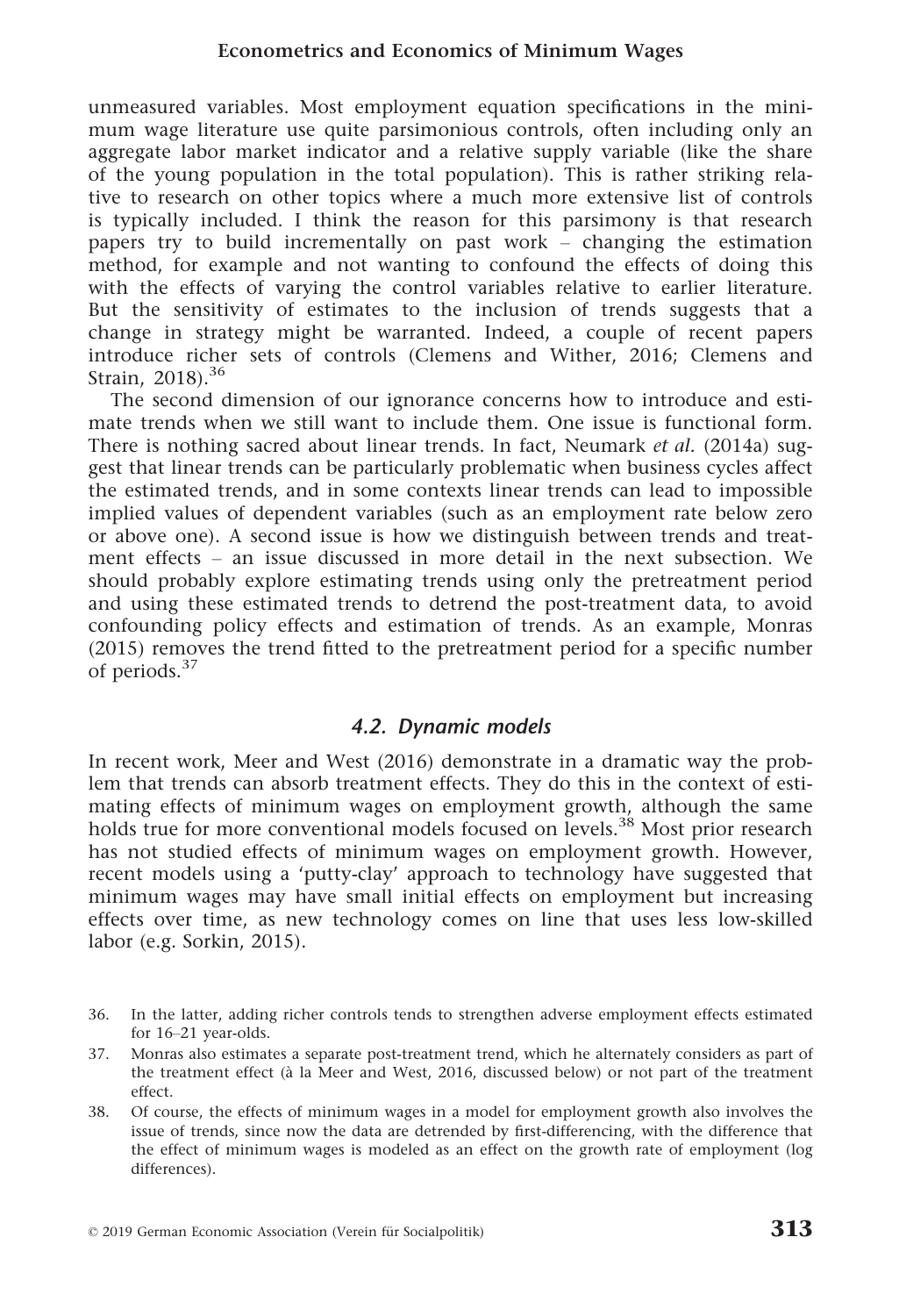unmeasured variables. Most employment equation specifications in the minimum wage literature use quite parsimonious controls, often including only an aggregate labor market indicator and a relative supply variable (like the share of the young population in the total population). This is rather striking relative to research on other topics where a much more extensive list of controls is typically included. I think the reason for this parsimony is that research papers try to build incrementally on past work – changing the estimation method, for example and not wanting to confound the effects of doing this with the effects of varying the control variables relative to earlier literature. But the sensitivity of estimates to the inclusion of trends suggests that a change in strategy might be warranted. Indeed, a couple of recent papers introduce richer sets of controls (Clemens and Wither, 2016; Clemens and Strain, 2018).[36]

The second dimension of our ignorance concerns how to introduce and estimate trends when we still want to include them. One issue is functional form. There is nothing sacred about linear trends. In fact, Neumark *et al.* (2014a) suggest that linear trends can be particularly problematic when business cycles affect the estimated trends, and in some contexts linear trends can lead to impossible implied values of dependent variables (such as an employment rate below zero or above one). A second issue is how we distinguish between trends and treatment effects – an issue discussed in more detail in the next subsection. We should probably explore estimating trends using only the pretreatment period and using these estimated trends to detrend the post-treatment data, to avoid confounding policy effects and estimation of trends. As an example, Monras (2015) removes the trend fitted to the pretreatment period for a specific number of periods.[37]

### *4.2. Dynamic models*

In recent work, Meer and West (2016) demonstrate in a dramatic way the problem that trends can absorb treatment effects. They do this in the context of estimating effects of minimum wages on employment growth, although the same holds true for more conventional models focused on levels.[38] Most prior research has not studied effects of minimum wages on employment growth. However, recent models using a 'putty-clay' approach to technology have suggested that minimum wages may have small initial effects on employment but increasing effects over time, as new technology comes on line that uses less low-skilled labor (e.g. Sorkin, 2015).

36. In the latter, adding richer controls tends to strengthen adverse employment effects estimated for 16–21 year-olds.

37. Monras also estimates a separate post-treatment trend, which he alternately considers as part of the treatment effect (à la Meer and West, 2016, discussed below) or not part of the treatment effect.

38. Of course, the effects of minimum wages in a model for employment growth also involves the issue of trends, since now the data are detrended by first-differencing, with the difference that the effect of minimum wages is modeled as an effect on the growth rate of employment (log differences).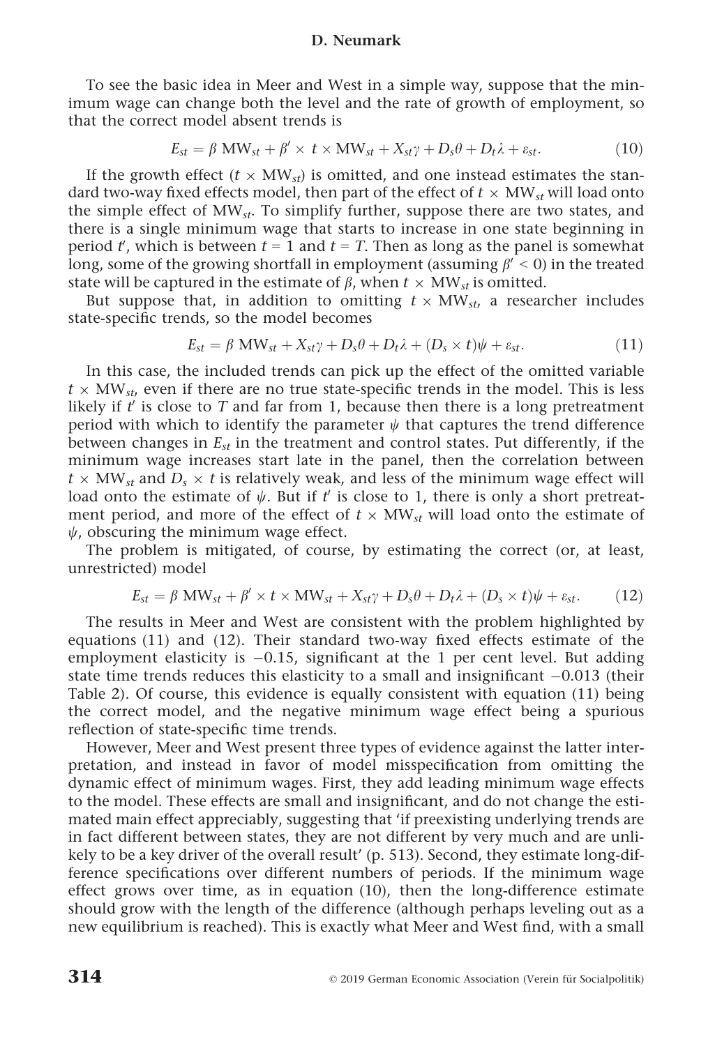To see the basic idea in Meer and West in a simple way, suppose that the minimum wage can change both the level and the rate of growth of employment, so that the correct model absent trends is

$$E_{st} = \beta \, \mathrm{MW}_{st} + \beta' \times t \times \mathrm{MW}_{st} + X_{st}\gamma + D_s\theta + D_t\lambda + \varepsilon_{st}. \tag{10}$$

If the growth effect ($t \times \mathrm{MW}_{st}$) is omitted, and one instead estimates the standard two-way fixed effects model, then part of the effect of $t \times \mathrm{MW}_{st}$ will load onto the simple effect of $\mathrm{MW}_{st}$. To simplify further, suppose there are two states, and there is a single minimum wage that starts to increase in one state beginning in period $t'$, which is between $t = 1$ and $t = T$. Then as long as the panel is somewhat long, some of the growing shortfall in employment (assuming $\beta' < 0$) in the treated state will be captured in the estimate of $\beta$, when $t \times \mathrm{MW}_{st}$ is omitted.

But suppose that, in addition to omitting $t \times \mathrm{MW}_{st}$, a researcher includes state-specific trends, so the model becomes

$$E_{st} = \beta \, \mathrm{MW}_{st} + X_{st}\gamma + D_s\theta + D_t\lambda + (D_s \times t)\psi + \varepsilon_{st}. \tag{11}$$

In this case, the included trends can pick up the effect of the omitted variable $t \times \mathrm{MW}_{st}$, even if there are no true state-specific trends in the model. This is less likely if $t'$ is close to $T$ and far from 1, because then there is a long pretreatment period with which to identify the parameter $\psi$ that captures the trend difference between changes in $E_{st}$ in the treatment and control states. Put differently, if the minimum wage increases start late in the panel, then the correlation between $t \times \mathrm{MW}_{st}$ and $D_s \times t$ is relatively weak, and less of the minimum wage effect will load onto the estimate of $\psi$. But if $t'$ is close to 1, there is only a short pretreatment period, and more of the effect of $t \times \mathrm{MW}_{st}$ will load onto the estimate of $\psi$, obscuring the minimum wage effect.

The problem is mitigated, of course, by estimating the correct (or, at least, unrestricted) model

$$E_{st} = \beta \, \mathrm{MW}_{st} + \beta' \times t \times \mathrm{MW}_{st} + X_{st}\gamma + D_s\theta + D_t\lambda + (D_s \times t)\psi + \varepsilon_{st}. \tag{12}$$

The results in Meer and West are consistent with the problem highlighted by equations (11) and (12). Their standard two-way fixed effects estimate of the employment elasticity is −0.15, significant at the 1 per cent level. But adding state time trends reduces this elasticity to a small and insignificant −0.013 (their Table 2). Of course, this evidence is equally consistent with equation (11) being the correct model, and the negative minimum wage effect being a spurious reflection of state-specific time trends.

However, Meer and West present three types of evidence against the latter interpretation, and instead in favor of model misspecification from omitting the dynamic effect of minimum wages. First, they add leading minimum wage effects to the model. These effects are small and insignificant, and do not change the estimated main effect appreciably, suggesting that 'if preexisting underlying trends are in fact different between states, they are not different by very much and are unlikely to be a key driver of the overall result' (p. 513). Second, they estimate long-difference specifications over different numbers of periods. If the minimum wage effect grows over time, as in equation (10), then the long-difference estimate should grow with the length of the difference (although perhaps leveling out as a new equilibrium is reached). This is exactly what Meer and West find, with a small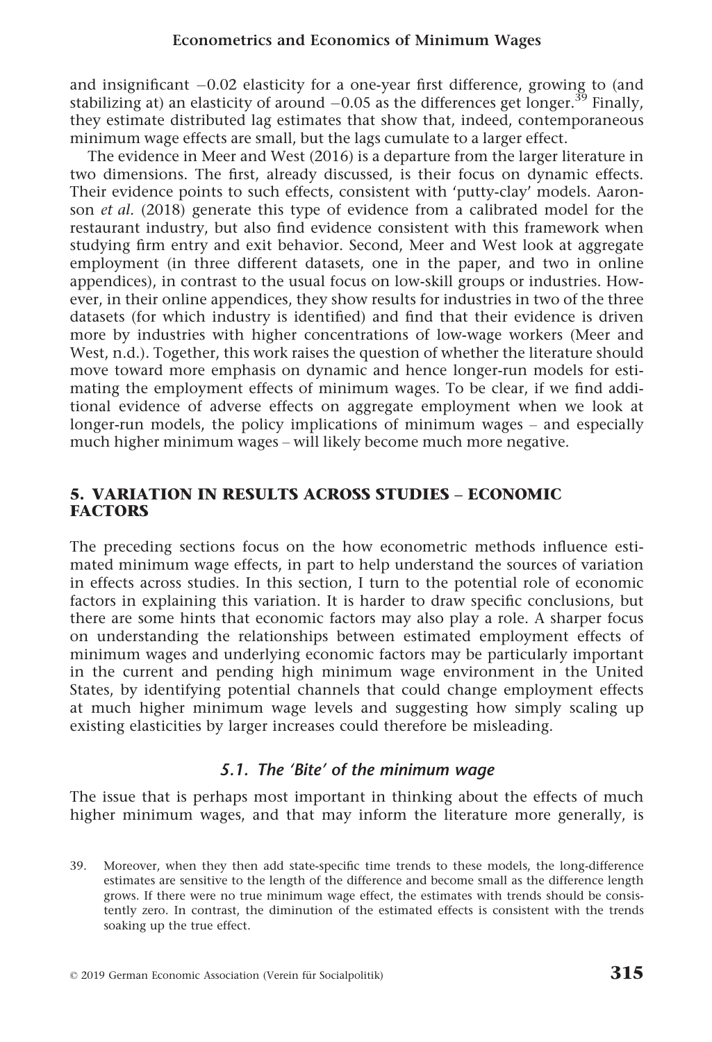and insignificant −0.02 elasticity for a one-year first difference, growing to (and stabilizing at) an elasticity of around −0.05 as the differences get longer.[39] Finally, they estimate distributed lag estimates that show that, indeed, contemporaneous minimum wage effects are small, but the lags cumulate to a larger effect.

The evidence in Meer and West (2016) is a departure from the larger literature in two dimensions. The first, already discussed, is their focus on dynamic effects. Their evidence points to such effects, consistent with 'putty-clay' models. Aaronson *et al.* (2018) generate this type of evidence from a calibrated model for the restaurant industry, but also find evidence consistent with this framework when studying firm entry and exit behavior. Second, Meer and West look at aggregate employment (in three different datasets, one in the paper, and two in online appendices), in contrast to the usual focus on low-skill groups or industries. However, in their online appendices, they show results for industries in two of the three datasets (for which industry is identified) and find that their evidence is driven more by industries with higher concentrations of low-wage workers (Meer and West, n.d.). Together, this work raises the question of whether the literature should move toward more emphasis on dynamic and hence longer-run models for estimating the employment effects of minimum wages. To be clear, if we find additional evidence of adverse effects on aggregate employment when we look at longer-run models, the policy implications of minimum wages – and especially much higher minimum wages – will likely become much more negative.

## 5. VARIATION IN RESULTS ACROSS STUDIES – ECONOMIC FACTORS

The preceding sections focus on the how econometric methods influence estimated minimum wage effects, in part to help understand the sources of variation in effects across studies. In this section, I turn to the potential role of economic factors in explaining this variation. It is harder to draw specific conclusions, but there are some hints that economic factors may also play a role. A sharper focus on understanding the relationships between estimated employment effects of minimum wages and underlying economic factors may be particularly important in the current and pending high minimum wage environment in the United States, by identifying potential channels that could change employment effects at much higher minimum wage levels and suggesting how simply scaling up existing elasticities by larger increases could therefore be misleading.

### *5.1. The 'Bite' of the minimum wage*

The issue that is perhaps most important in thinking about the effects of much higher minimum wages, and that may inform the literature more generally, is

39. Moreover, when they then add state-specific time trends to these models, the long-difference estimates are sensitive to the length of the difference and become small as the difference length grows. If there were no true minimum wage effect, the estimates with trends should be consistently zero. In contrast, the diminution of the estimated effects is consistent with the trends soaking up the true effect.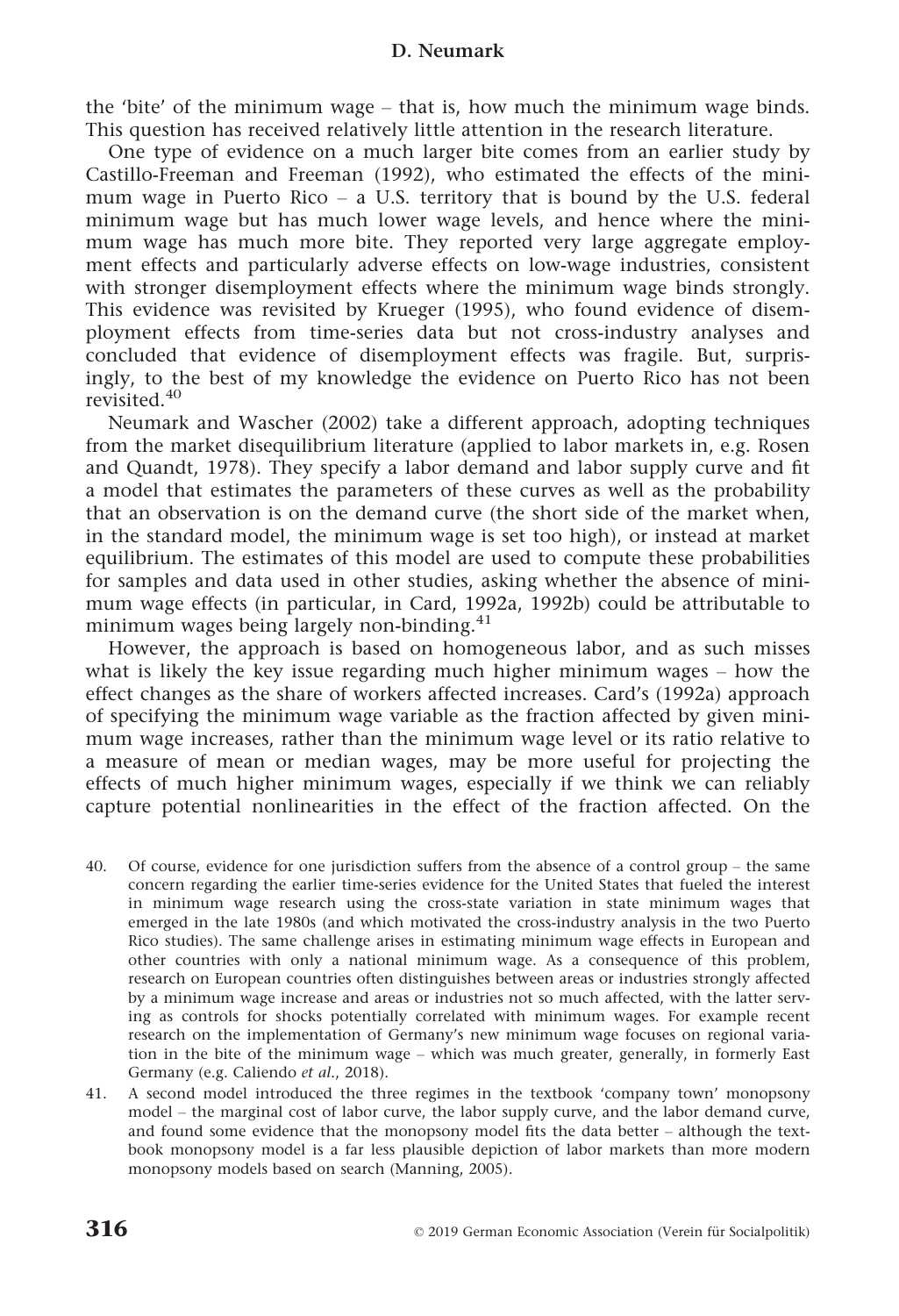the 'bite' of the minimum wage – that is, how much the minimum wage binds. This question has received relatively little attention in the research literature.

One type of evidence on a much larger bite comes from an earlier study by Castillo-Freeman and Freeman (1992), who estimated the effects of the minimum wage in Puerto Rico – a U.S. territory that is bound by the U.S. federal minimum wage but has much lower wage levels, and hence where the minimum wage has much more bite. They reported very large aggregate employment effects and particularly adverse effects on low-wage industries, consistent with stronger disemployment effects where the minimum wage binds strongly. This evidence was revisited by Krueger (1995), who found evidence of disemployment effects from time-series data but not cross-industry analyses and concluded that evidence of disemployment effects was fragile. But, surprisingly, to the best of my knowledge the evidence on Puerto Rico has not been revisited.[40]

Neumark and Wascher (2002) take a different approach, adopting techniques from the market disequilibrium literature (applied to labor markets in, e.g. Rosen and Quandt, 1978). They specify a labor demand and labor supply curve and fit a model that estimates the parameters of these curves as well as the probability that an observation is on the demand curve (the short side of the market when, in the standard model, the minimum wage is set too high), or instead at market equilibrium. The estimates of this model are used to compute these probabilities for samples and data used in other studies, asking whether the absence of minimum wage effects (in particular, in Card, 1992a, 1992b) could be attributable to minimum wages being largely non-binding.[41]

However, the approach is based on homogeneous labor, and as such misses what is likely the key issue regarding much higher minimum wages – how the effect changes as the share of workers affected increases. Card's (1992a) approach of specifying the minimum wage variable as the fraction affected by given minimum wage increases, rather than the minimum wage level or its ratio relative to a measure of mean or median wages, may be more useful for projecting the effects of much higher minimum wages, especially if we think we can reliably capture potential nonlinearities in the effect of the fraction affected. On the

40. Of course, evidence for one jurisdiction suffers from the absence of a control group – the same concern regarding the earlier time-series evidence for the United States that fueled the interest in minimum wage research using the cross-state variation in state minimum wages that emerged in the late 1980s (and which motivated the cross-industry analysis in the two Puerto Rico studies). The same challenge arises in estimating minimum wage effects in European and other countries with only a national minimum wage. As a consequence of this problem, research on European countries often distinguishes between areas or industries strongly affected by a minimum wage increase and areas or industries not so much affected, with the latter serving as controls for shocks potentially correlated with minimum wages. For example recent research on the implementation of Germany's new minimum wage focuses on regional variation in the bite of the minimum wage – which was much greater, generally, in formerly East Germany (e.g. Caliendo *et al*., 2018).

41. A second model introduced the three regimes in the textbook 'company town' monopsony model – the marginal cost of labor curve, the labor supply curve, and the labor demand curve, and found some evidence that the monopsony model fits the data better – although the textbook monopsony model is a far less plausible depiction of labor markets than more modern monopsony models based on search (Manning, 2005).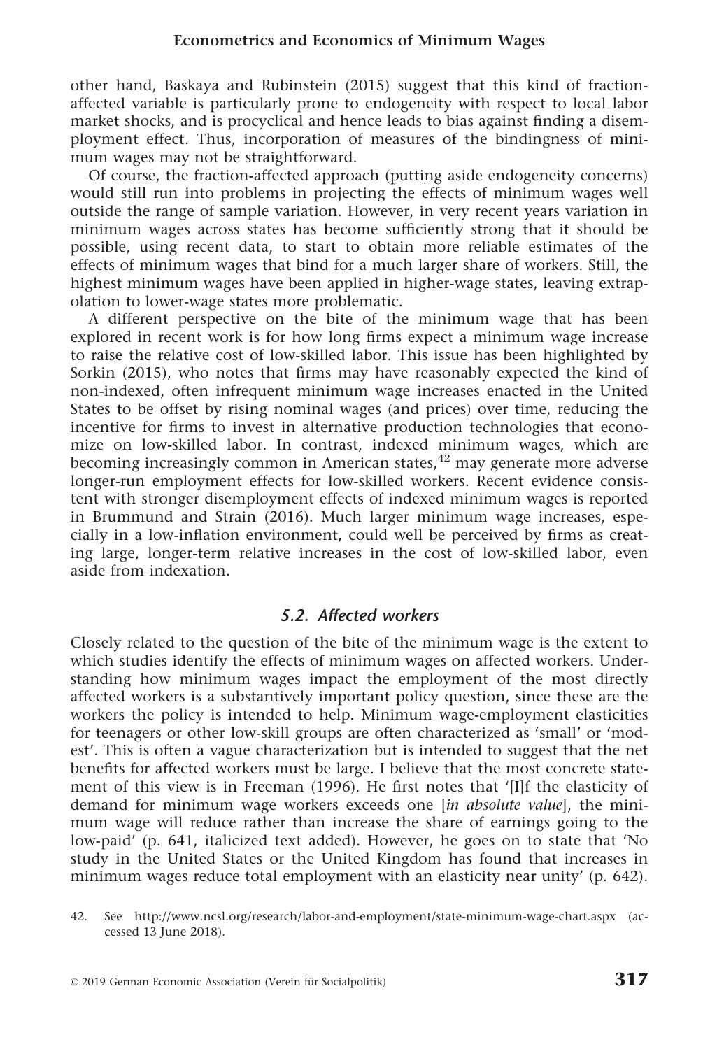other hand, Baskaya and Rubinstein (2015) suggest that this kind of fraction-affected variable is particularly prone to endogeneity with respect to local labor market shocks, and is procyclical and hence leads to bias against finding a disemployment effect. Thus, incorporation of measures of the bindingness of minimum wages may not be straightforward.

Of course, the fraction-affected approach (putting aside endogeneity concerns) would still run into problems in projecting the effects of minimum wages well outside the range of sample variation. However, in very recent years variation in minimum wages across states has become sufficiently strong that it should be possible, using recent data, to start to obtain more reliable estimates of the effects of minimum wages that bind for a much larger share of workers. Still, the highest minimum wages have been applied in higher-wage states, leaving extrapolation to lower-wage states more problematic.

A different perspective on the bite of the minimum wage that has been explored in recent work is for how long firms expect a minimum wage increase to raise the relative cost of low-skilled labor. This issue has been highlighted by Sorkin (2015), who notes that firms may have reasonably expected the kind of non-indexed, often infrequent minimum wage increases enacted in the United States to be offset by rising nominal wages (and prices) over time, reducing the incentive for firms to invest in alternative production technologies that economize on low-skilled labor. In contrast, indexed minimum wages, which are becoming increasingly common in American states,[42] may generate more adverse longer-run employment effects for low-skilled workers. Recent evidence consistent with stronger disemployment effects of indexed minimum wages is reported in Brummund and Strain (2016). Much larger minimum wage increases, especially in a low-inflation environment, could well be perceived by firms as creating large, longer-term relative increases in the cost of low-skilled labor, even aside from indexation.

### *5.2. Affected workers*

Closely related to the question of the bite of the minimum wage is the extent to which studies identify the effects of minimum wages on affected workers. Understanding how minimum wages impact the employment of the most directly affected workers is a substantively important policy question, since these are the workers the policy is intended to help. Minimum wage-employment elasticities for teenagers or other low-skill groups are often characterized as 'small' or 'modest'. This is often a vague characterization but is intended to suggest that the net benefits for affected workers must be large. I believe that the most concrete statement of this view is in Freeman (1996). He first notes that '[I]f the elasticity of demand for minimum wage workers exceeds one [*in absolute value*], the minimum wage will reduce rather than increase the share of earnings going to the low-paid' (p. 641, italicized text added). However, he goes on to state that 'No study in the United States or the United Kingdom has found that increases in minimum wages reduce total employment with an elasticity near unity' (p. 642).

42. See http://www.ncsl.org/research/labor-and-employment/state-minimum-wage-chart.aspx (accessed 13 June 2018).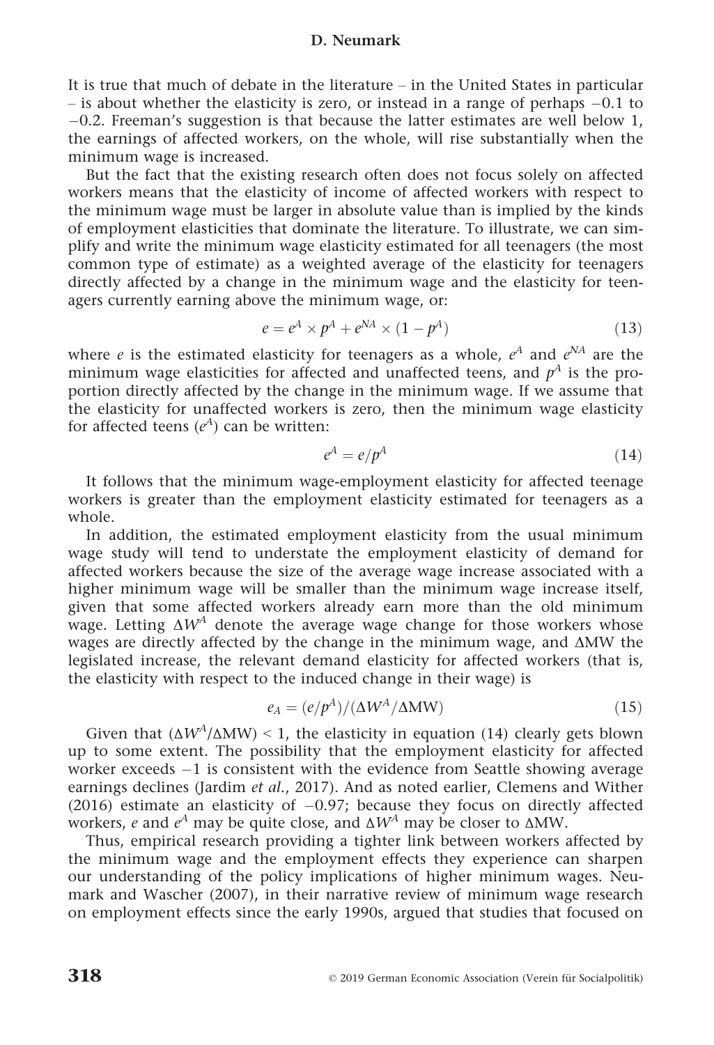It is true that much of debate in the literature – in the United States in particular – is about whether the elasticity is zero, or instead in a range of perhaps −0.1 to −0.2. Freeman's suggestion is that because the latter estimates are well below 1, the earnings of affected workers, on the whole, will rise substantially when the minimum wage is increased.

But the fact that the existing research often does not focus solely on affected workers means that the elasticity of income of affected workers with respect to the minimum wage must be larger in absolute value than is implied by the kinds of employment elasticities that dominate the literature. To illustrate, we can simplify and write the minimum wage elasticity estimated for all teenagers (the most common type of estimate) as a weighted average of the elasticity for teenagers directly affected by a change in the minimum wage and the elasticity for teenagers currently earning above the minimum wage, or:

$$e = e^A \times p^A + e^{NA} \times (1 - p^A) \tag{13}$$

where $e$ is the estimated elasticity for teenagers as a whole, $e^A$ and $e^{NA}$ are the minimum wage elasticities for affected and unaffected teens, and $p^A$ is the proportion directly affected by the change in the minimum wage. If we assume that the elasticity for unaffected workers is zero, then the minimum wage elasticity for affected teens ($e^A$) can be written:

$$e^A = e/p^A \tag{14}$$

It follows that the minimum wage-employment elasticity for affected teenage workers is greater than the employment elasticity estimated for teenagers as a whole.

In addition, the estimated employment elasticity from the usual minimum wage study will tend to understate the employment elasticity of demand for affected workers because the size of the average wage increase associated with a higher minimum wage will be smaller than the minimum wage increase itself, given that some affected workers already earn more than the old minimum wage. Letting $\Delta W^A$ denote the average wage change for those workers whose wages are directly affected by the change in the minimum wage, and $\Delta \text{MW}$ the legislated increase, the relevant demand elasticity for affected workers (that is, the elasticity with respect to the induced change in their wage) is

$$e_A = (e/p^A)/(\Delta W^A/\Delta \text{MW}) \tag{15}$$

Given that $(\Delta W^A/\Delta \text{MW}) < 1$, the elasticity in equation (14) clearly gets blown up to some extent. The possibility that the employment elasticity for affected worker exceeds −1 is consistent with the evidence from Seattle showing average earnings declines (Jardim *et al.*, 2017). And as noted earlier, Clemens and Wither (2016) estimate an elasticity of −0.97; because they focus on directly affected workers, $e$ and $e^A$ may be quite close, and $\Delta W^A$ may be closer to $\Delta \text{MW}$.

Thus, empirical research providing a tighter link between workers affected by the minimum wage and the employment effects they experience can sharpen our understanding of the policy implications of higher minimum wages. Neumark and Wascher (2007), in their narrative review of minimum wage research on employment effects since the early 1990s, argued that studies that focused on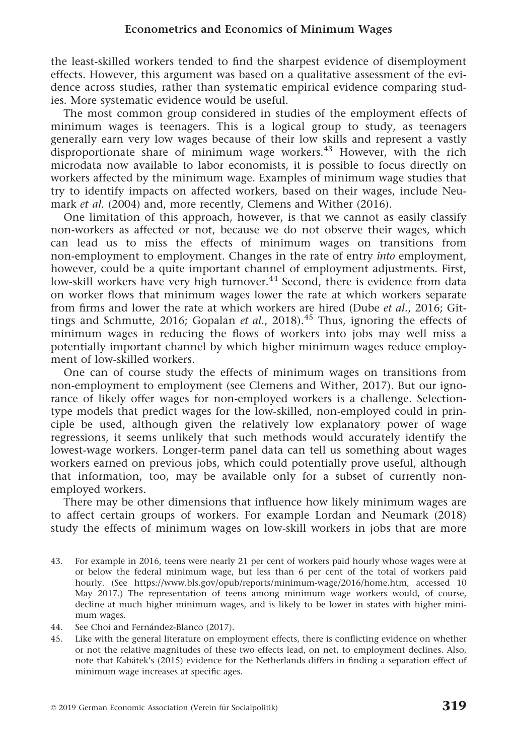the least-skilled workers tended to find the sharpest evidence of disemployment effects. However, this argument was based on a qualitative assessment of the evidence across studies, rather than systematic empirical evidence comparing studies. More systematic evidence would be useful.

The most common group considered in studies of the employment effects of minimum wages is teenagers. This is a logical group to study, as teenagers generally earn very low wages because of their low skills and represent a vastly disproportionate share of minimum wage workers.[43] However, with the rich microdata now available to labor economists, it is possible to focus directly on workers affected by the minimum wage. Examples of minimum wage studies that try to identify impacts on affected workers, based on their wages, include Neumark *et al.* (2004) and, more recently, Clemens and Wither (2016).

One limitation of this approach, however, is that we cannot as easily classify non-workers as affected or not, because we do not observe their wages, which can lead us to miss the effects of minimum wages on transitions from non-employment to employment. Changes in the rate of entry *into* employment, however, could be a quite important channel of employment adjustments. First, low-skill workers have very high turnover.[44] Second, there is evidence from data on worker flows that minimum wages lower the rate at which workers separate from firms and lower the rate at which workers are hired (Dube *et al.*, 2016; Gittings and Schmutte, 2016; Gopalan *et al.*, 2018).[45] Thus, ignoring the effects of minimum wages in reducing the flows of workers into jobs may well miss a potentially important channel by which higher minimum wages reduce employment of low-skilled workers.

One can of course study the effects of minimum wages on transitions from non-employment to employment (see Clemens and Wither, 2017). But our ignorance of likely offer wages for non-employed workers is a challenge. Selection-type models that predict wages for the low-skilled, non-employed could in principle be used, although given the relatively low explanatory power of wage regressions, it seems unlikely that such methods would accurately identify the lowest-wage workers. Longer-term panel data can tell us something about wages workers earned on previous jobs, which could potentially prove useful, although that information, too, may be available only for a subset of currently non-employed workers.

There may be other dimensions that influence how likely minimum wages are to affect certain groups of workers. For example Lordan and Neumark (2018) study the effects of minimum wages on low-skill workers in jobs that are more

43. For example in 2016, teens were nearly 21 per cent of workers paid hourly whose wages were at or below the federal minimum wage, but less than 6 per cent of the total of workers paid hourly. (See https://www.bls.gov/opub/reports/minimum-wage/2016/home.htm, accessed 10 May 2017.) The representation of teens among minimum wage workers would, of course, decline at much higher minimum wages, and is likely to be lower in states with higher minimum wages.

44. See Choi and Fernández-Blanco (2017).

45. Like with the general literature on employment effects, there is conflicting evidence on whether or not the relative magnitudes of these two effects lead, on net, to employment declines. Also, note that Kabátek's (2015) evidence for the Netherlands differs in finding a separation effect of minimum wage increases at specific ages.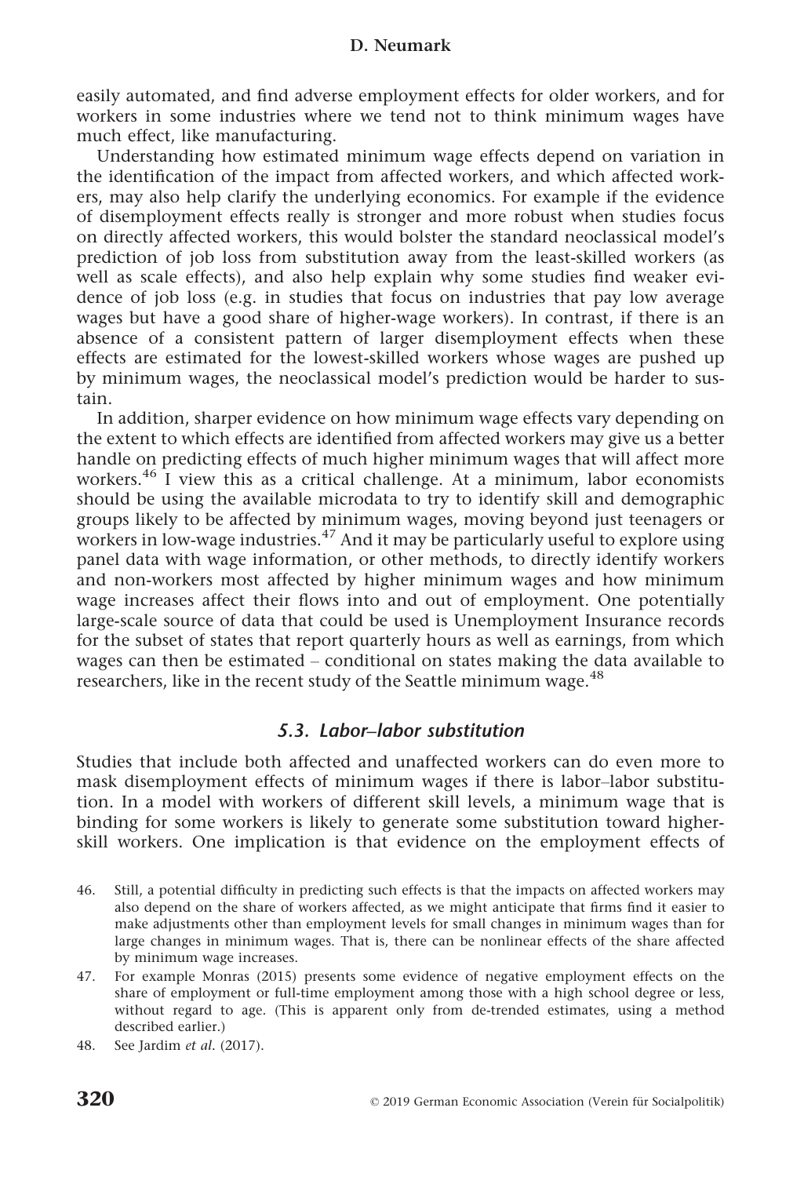easily automated, and find adverse employment effects for older workers, and for workers in some industries where we tend not to think minimum wages have much effect, like manufacturing.

Understanding how estimated minimum wage effects depend on variation in the identification of the impact from affected workers, and which affected workers, may also help clarify the underlying economics. For example if the evidence of disemployment effects really is stronger and more robust when studies focus on directly affected workers, this would bolster the standard neoclassical model's prediction of job loss from substitution away from the least-skilled workers (as well as scale effects), and also help explain why some studies find weaker evidence of job loss (e.g. in studies that focus on industries that pay low average wages but have a good share of higher-wage workers). In contrast, if there is an absence of a consistent pattern of larger disemployment effects when these effects are estimated for the lowest-skilled workers whose wages are pushed up by minimum wages, the neoclassical model's prediction would be harder to sustain.

In addition, sharper evidence on how minimum wage effects vary depending on the extent to which effects are identified from affected workers may give us a better handle on predicting effects of much higher minimum wages that will affect more workers.[46] I view this as a critical challenge. At a minimum, labor economists should be using the available microdata to try to identify skill and demographic groups likely to be affected by minimum wages, moving beyond just teenagers or workers in low-wage industries.[47] And it may be particularly useful to explore using panel data with wage information, or other methods, to directly identify workers and non-workers most affected by higher minimum wages and how minimum wage increases affect their flows into and out of employment. One potentially large-scale source of data that could be used is Unemployment Insurance records for the subset of states that report quarterly hours as well as earnings, from which wages can then be estimated – conditional on states making the data available to researchers, like in the recent study of the Seattle minimum wage.[48]

### *5.3. Labor–labor substitution*

Studies that include both affected and unaffected workers can do even more to mask disemployment effects of minimum wages if there is labor–labor substitution. In a model with workers of different skill levels, a minimum wage that is binding for some workers is likely to generate some substitution toward higher-skill workers. One implication is that evidence on the employment effects of

46. Still, a potential difficulty in predicting such effects is that the impacts on affected workers may also depend on the share of workers affected, as we might anticipate that firms find it easier to make adjustments other than employment levels for small changes in minimum wages than for large changes in minimum wages. That is, there can be nonlinear effects of the share affected by minimum wage increases.

47. For example Monras (2015) presents some evidence of negative employment effects on the share of employment or full-time employment among those with a high school degree or less, without regard to age. (This is apparent only from de-trended estimates, using a method described earlier.)

48. See Jardim *et al.* (2017).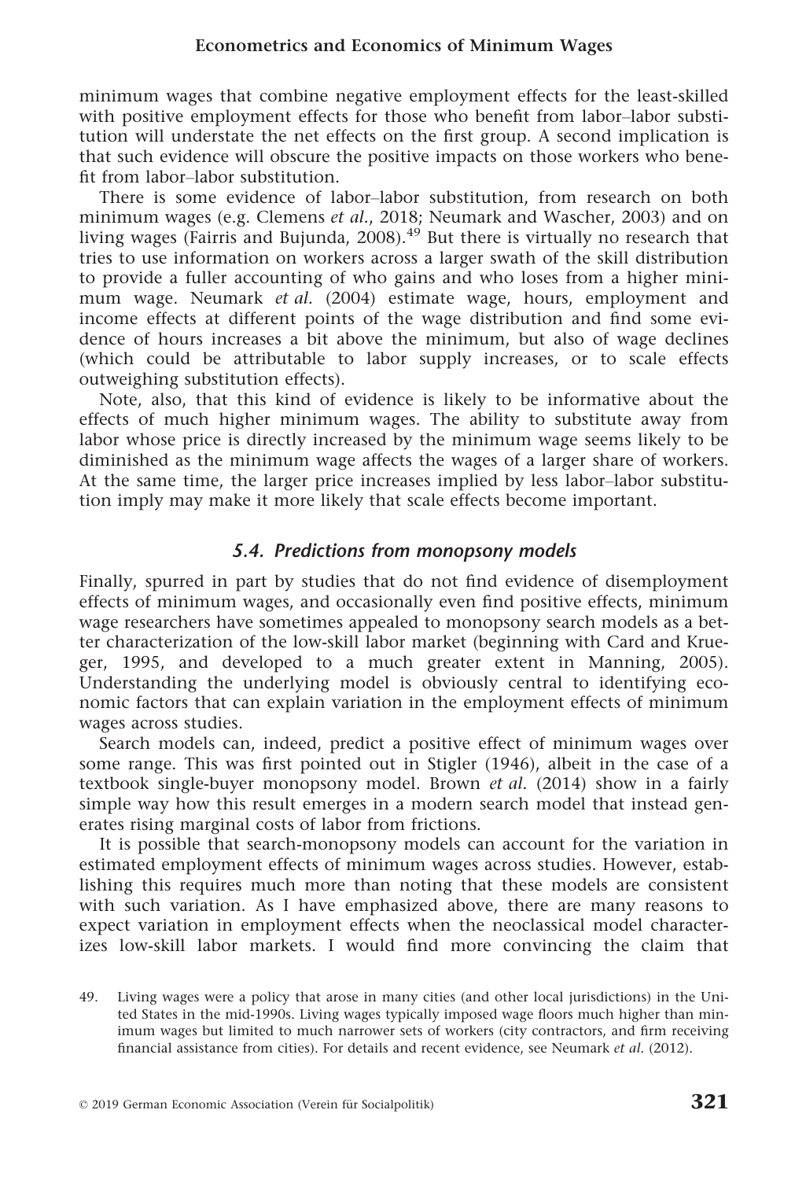minimum wages that combine negative employment effects for the least-skilled with positive employment effects for those who benefit from labor–labor substitution will understate the net effects on the first group. A second implication is that such evidence will obscure the positive impacts on those workers who benefit from labor–labor substitution.

There is some evidence of labor–labor substitution, from research on both minimum wages (e.g. Clemens *et al.*, 2018; Neumark and Wascher, 2003) and on living wages (Fairris and Bujunda, 2008).[49] But there is virtually no research that tries to use information on workers across a larger swath of the skill distribution to provide a fuller accounting of who gains and who loses from a higher minimum wage. Neumark *et al.* (2004) estimate wage, hours, employment and income effects at different points of the wage distribution and find some evidence of hours increases a bit above the minimum, but also of wage declines (which could be attributable to labor supply increases, or to scale effects outweighing substitution effects).

Note, also, that this kind of evidence is likely to be informative about the effects of much higher minimum wages. The ability to substitute away from labor whose price is directly increased by the minimum wage seems likely to be diminished as the minimum wage affects the wages of a larger share of workers. At the same time, the larger price increases implied by less labor–labor substitution imply may make it more likely that scale effects become important.

### *5.4. Predictions from monopsony models*

Finally, spurred in part by studies that do not find evidence of disemployment effects of minimum wages, and occasionally even find positive effects, minimum wage researchers have sometimes appealed to monopsony search models as a better characterization of the low-skill labor market (beginning with Card and Krueger, 1995, and developed to a much greater extent in Manning, 2005). Understanding the underlying model is obviously central to identifying economic factors that can explain variation in the employment effects of minimum wages across studies.

Search models can, indeed, predict a positive effect of minimum wages over some range. This was first pointed out in Stigler (1946), albeit in the case of a textbook single-buyer monopsony model. Brown *et al.* (2014) show in a fairly simple way how this result emerges in a modern search model that instead generates rising marginal costs of labor from frictions.

It is possible that search-monopsony models can account for the variation in estimated employment effects of minimum wages across studies. However, establishing this requires much more than noting that these models are consistent with such variation. As I have emphasized above, there are many reasons to expect variation in employment effects when the neoclassical model characterizes low-skill labor markets. I would find more convincing the claim that

49. Living wages were a policy that arose in many cities (and other local jurisdictions) in the United States in the mid-1990s. Living wages typically imposed wage floors much higher than minimum wages but limited to much narrower sets of workers (city contractors, and firm receiving financial assistance from cities). For details and recent evidence, see Neumark *et al.* (2012).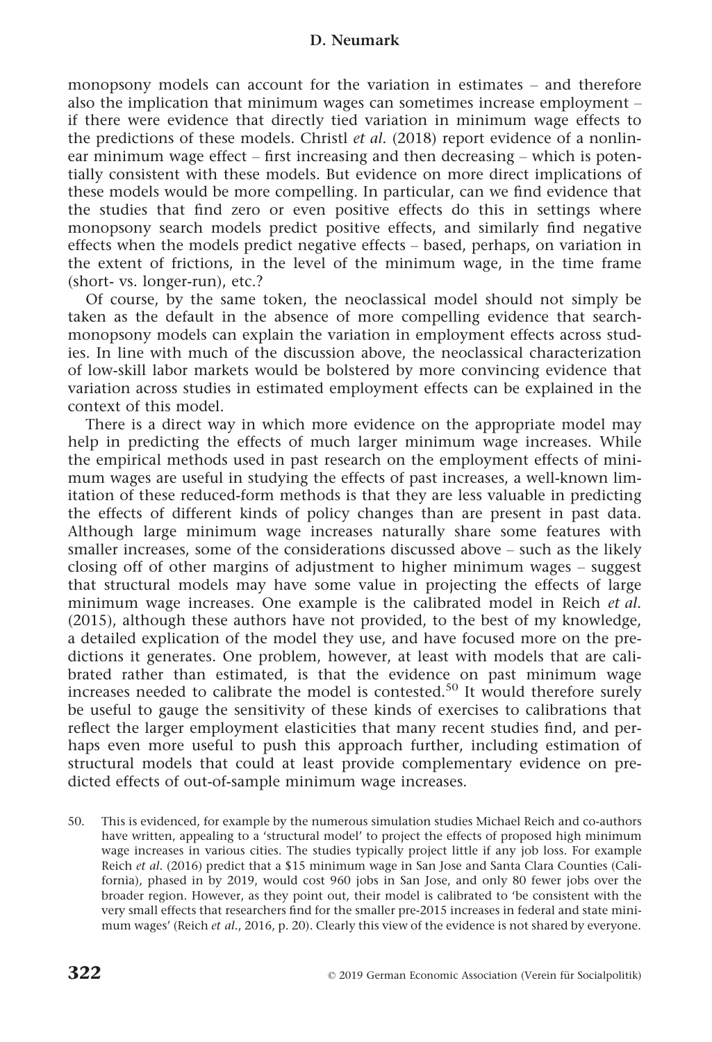monopsony models can account for the variation in estimates – and therefore also the implication that minimum wages can sometimes increase employment – if there were evidence that directly tied variation in minimum wage effects to the predictions of these models. Christl *et al.* (2018) report evidence of a nonlinear minimum wage effect – first increasing and then decreasing – which is potentially consistent with these models. But evidence on more direct implications of these models would be more compelling. In particular, can we find evidence that the studies that find zero or even positive effects do this in settings where monopsony search models predict positive effects, and similarly find negative effects when the models predict negative effects – based, perhaps, on variation in the extent of frictions, in the level of the minimum wage, in the time frame (short- vs. longer-run), etc.?

Of course, by the same token, the neoclassical model should not simply be taken as the default in the absence of more compelling evidence that search-monopsony models can explain the variation in employment effects across studies. In line with much of the discussion above, the neoclassical characterization of low-skill labor markets would be bolstered by more convincing evidence that variation across studies in estimated employment effects can be explained in the context of this model.

There is a direct way in which more evidence on the appropriate model may help in predicting the effects of much larger minimum wage increases. While the empirical methods used in past research on the employment effects of minimum wages are useful in studying the effects of past increases, a well-known limitation of these reduced-form methods is that they are less valuable in predicting the effects of different kinds of policy changes than are present in past data. Although large minimum wage increases naturally share some features with smaller increases, some of the considerations discussed above – such as the likely closing off of other margins of adjustment to higher minimum wages – suggest that structural models may have some value in projecting the effects of large minimum wage increases. One example is the calibrated model in Reich *et al.* (2015), although these authors have not provided, to the best of my knowledge, a detailed explication of the model they use, and have focused more on the predictions it generates. One problem, however, at least with models that are calibrated rather than estimated, is that the evidence on past minimum wage increases needed to calibrate the model is contested.[50] It would therefore surely be useful to gauge the sensitivity of these kinds of exercises to calibrations that reflect the larger employment elasticities that many recent studies find, and perhaps even more useful to push this approach further, including estimation of structural models that could at least provide complementary evidence on predicted effects of out-of-sample minimum wage increases.

50. This is evidenced, for example by the numerous simulation studies Michael Reich and co-authors have written, appealing to a 'structural model' to project the effects of proposed high minimum wage increases in various cities. The studies typically project little if any job loss. For example Reich *et al.* (2016) predict that a $15 minimum wage in San Jose and Santa Clara Counties (California), phased in by 2019, would cost 960 jobs in San Jose, and only 80 fewer jobs over the broader region. However, as they point out, their model is calibrated to 'be consistent with the very small effects that researchers find for the smaller pre-2015 increases in federal and state minimum wages' (Reich *et al.*, 2016, p. 20). Clearly this view of the evidence is not shared by everyone.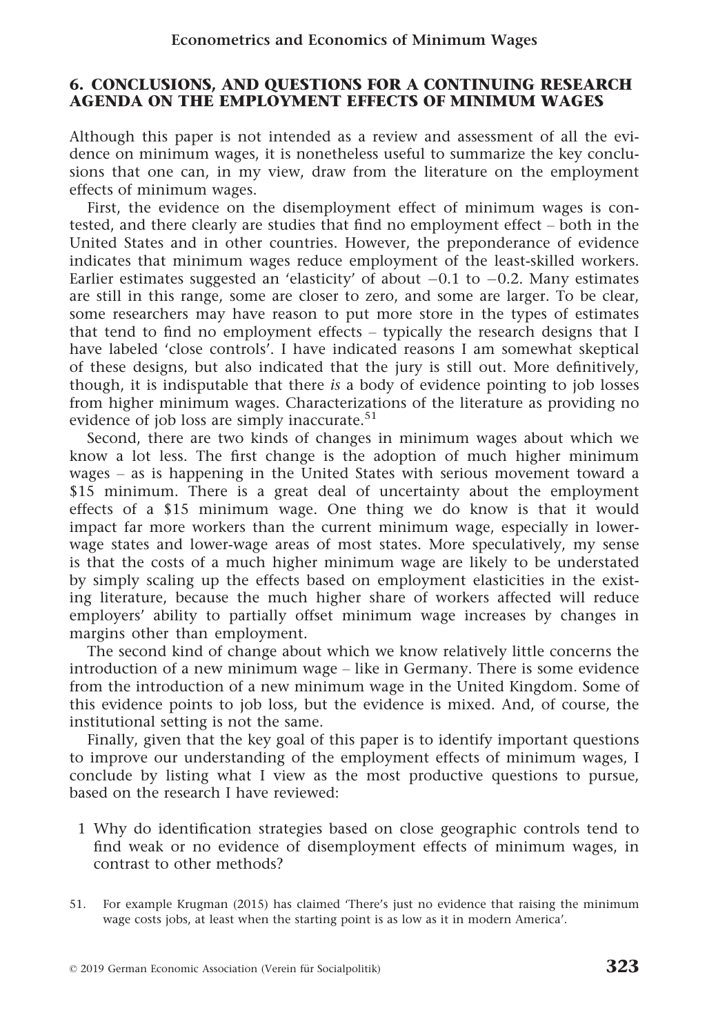## 6. CONCLUSIONS, AND QUESTIONS FOR A CONTINUING RESEARCH AGENDA ON THE EMPLOYMENT EFFECTS OF MINIMUM WAGES

Although this paper is not intended as a review and assessment of all the evidence on minimum wages, it is nonetheless useful to summarize the key conclusions that one can, in my view, draw from the literature on the employment effects of minimum wages.

First, the evidence on the disemployment effect of minimum wages is contested, and there clearly are studies that find no employment effect – both in the United States and in other countries. However, the preponderance of evidence indicates that minimum wages reduce employment of the least-skilled workers. Earlier estimates suggested an 'elasticity' of about −0.1 to −0.2. Many estimates are still in this range, some are closer to zero, and some are larger. To be clear, some researchers may have reason to put more store in the types of estimates that tend to find no employment effects – typically the research designs that I have labeled 'close controls'. I have indicated reasons I am somewhat skeptical of these designs, but also indicated that the jury is still out. More definitively, though, it is indisputable that there *is* a body of evidence pointing to job losses from higher minimum wages. Characterizations of the literature as providing no evidence of job loss are simply inaccurate.[51]

Second, there are two kinds of changes in minimum wages about which we know a lot less. The first change is the adoption of much higher minimum wages – as is happening in the United States with serious movement toward a $15 minimum. There is a great deal of uncertainty about the employment effects of a $15 minimum wage. One thing we do know is that it would impact far more workers than the current minimum wage, especially in lower-wage states and lower-wage areas of most states. More speculatively, my sense is that the costs of a much higher minimum wage are likely to be understated by simply scaling up the effects based on employment elasticities in the existing literature, because the much higher share of workers affected will reduce employers' ability to partially offset minimum wage increases by changes in margins other than employment.

The second kind of change about which we know relatively little concerns the introduction of a new minimum wage – like in Germany. There is some evidence from the introduction of a new minimum wage in the United Kingdom. Some of this evidence points to job loss, but the evidence is mixed. And, of course, the institutional setting is not the same.

Finally, given that the key goal of this paper is to identify important questions to improve our understanding of the employment effects of minimum wages, I conclude by listing what I view as the most productive questions to pursue, based on the research I have reviewed:

1. Why do identification strategies based on close geographic controls tend to find weak or no evidence of disemployment effects of minimum wages, in contrast to other methods?

51. For example Krugman (2015) has claimed 'There's just no evidence that raising the minimum wage costs jobs, at least when the starting point is as low as it in modern America'.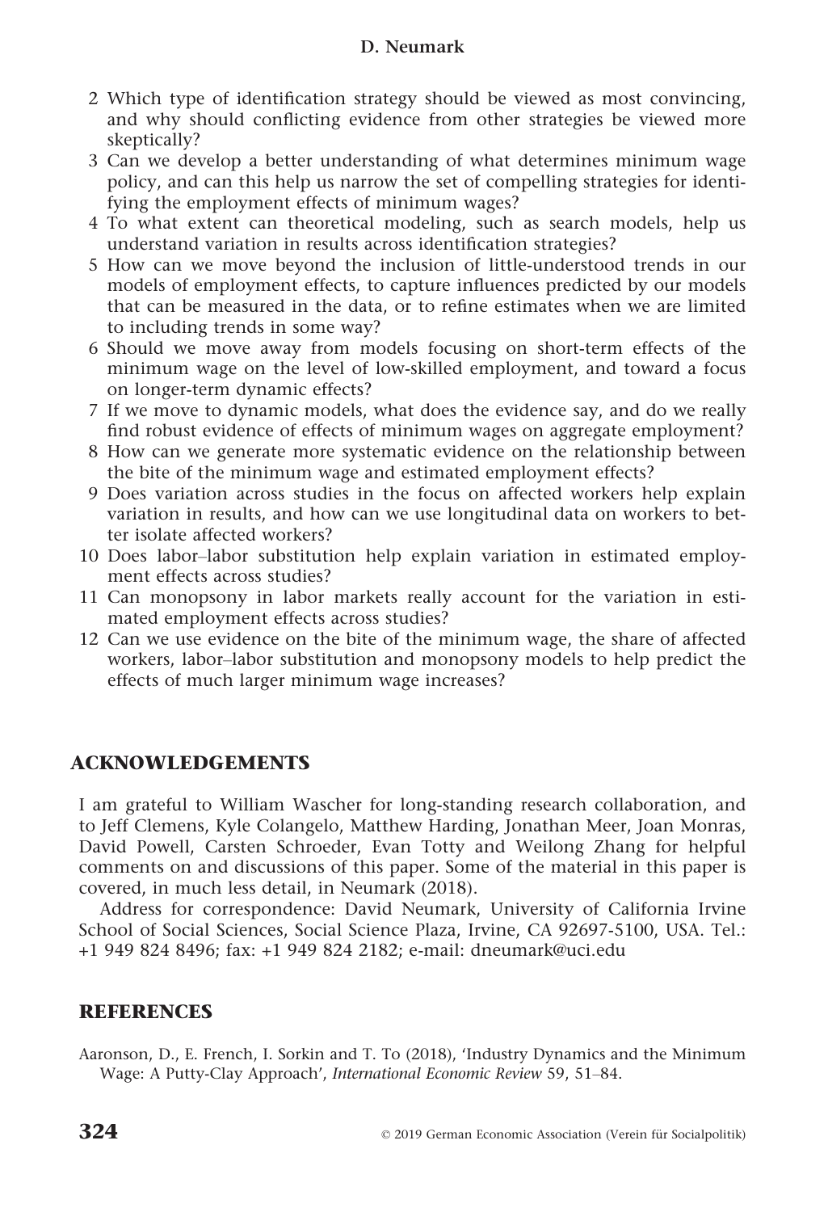2. Which type of identification strategy should be viewed as most convincing, and why should conflicting evidence from other strategies be viewed more skeptically?
3. Can we develop a better understanding of what determines minimum wage policy, and can this help us narrow the set of compelling strategies for identifying the employment effects of minimum wages?
4. To what extent can theoretical modeling, such as search models, help us understand variation in results across identification strategies?
5. How can we move beyond the inclusion of little-understood trends in our models of employment effects, to capture influences predicted by our models that can be measured in the data, or to refine estimates when we are limited to including trends in some way?
6. Should we move away from models focusing on short-term effects of the minimum wage on the level of low-skilled employment, and toward a focus on longer-term dynamic effects?
7. If we move to dynamic models, what does the evidence say, and do we really find robust evidence of effects of minimum wages on aggregate employment?
8. How can we generate more systematic evidence on the relationship between the bite of the minimum wage and estimated employment effects?
9. Does variation across studies in the focus on affected workers help explain variation in results, and how can we use longitudinal data on workers to better isolate affected workers?
10. Does labor–labor substitution help explain variation in estimated employment effects across studies?
11. Can monopsony in labor markets really account for the variation in estimated employment effects across studies?
12. Can we use evidence on the bite of the minimum wage, the share of affected workers, labor–labor substitution and monopsony models to help predict the effects of much larger minimum wage increases?

## ACKNOWLEDGEMENTS

I am grateful to William Wascher for long-standing research collaboration, and to Jeff Clemens, Kyle Colangelo, Matthew Harding, Jonathan Meer, Joan Monras, David Powell, Carsten Schroeder, Evan Totty and Weilong Zhang for helpful comments on and discussions of this paper. Some of the material in this paper is covered, in much less detail, in Neumark (2018).

Address for correspondence: David Neumark, University of California Irvine School of Social Sciences, Social Science Plaza, Irvine, CA 92697-5100, USA. Tel.: +1 949 824 8496; fax: +1 949 824 2182; e-mail: dneumark@uci.edu

## REFERENCES

Aaronson, D., E. French, I. Sorkin and T. To (2018), 'Industry Dynamics and the Minimum Wage: A Putty-Clay Approach', *International Economic Review* 59, 51–84.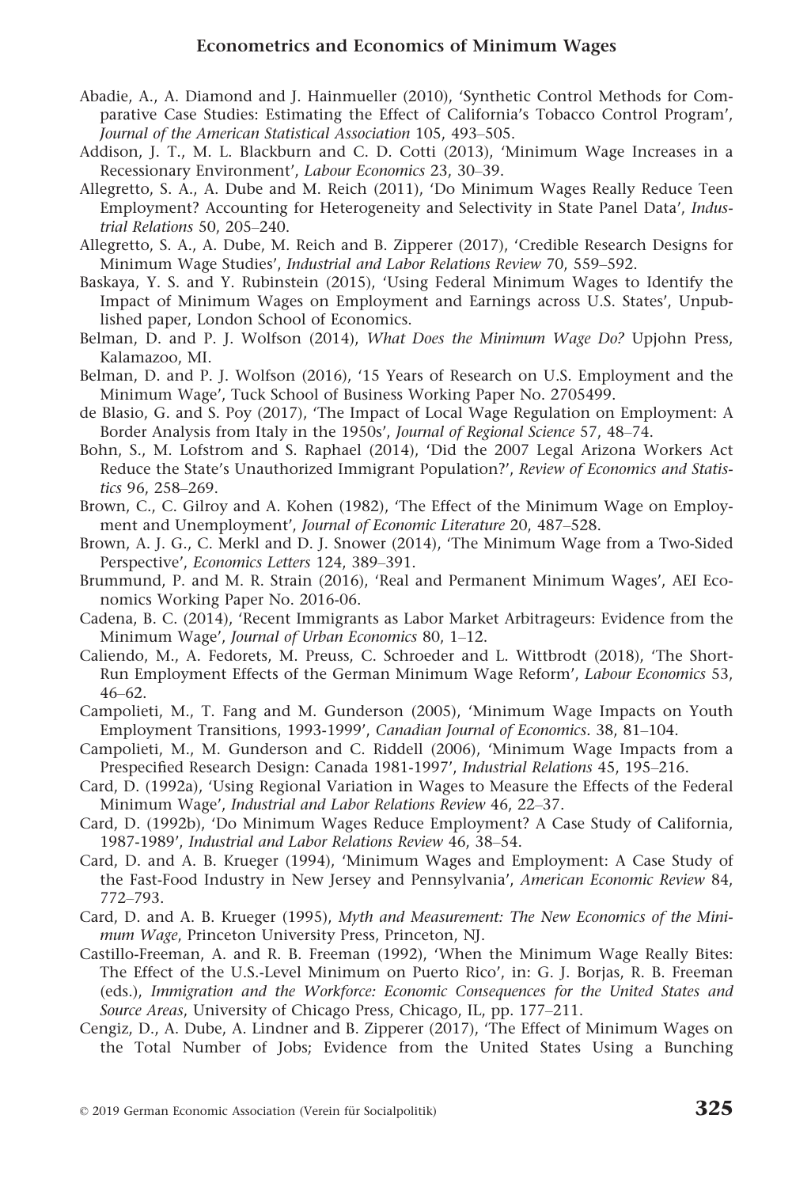Abadie, A., A. Diamond and J. Hainmueller (2010), 'Synthetic Control Methods for Comparative Case Studies: Estimating the Effect of California's Tobacco Control Program', *Journal of the American Statistical Association* 105, 493–505.

Addison, J. T., M. L. Blackburn and C. D. Cotti (2013), 'Minimum Wage Increases in a Recessionary Environment', *Labour Economics* 23, 30–39.

Allegretto, S. A., A. Dube and M. Reich (2011), 'Do Minimum Wages Really Reduce Teen Employment? Accounting for Heterogeneity and Selectivity in State Panel Data', *Industrial Relations* 50, 205–240.

Allegretto, S. A., A. Dube, M. Reich and B. Zipperer (2017), 'Credible Research Designs for Minimum Wage Studies', *Industrial and Labor Relations Review* 70, 559–592.

Baskaya, Y. S. and Y. Rubinstein (2015), 'Using Federal Minimum Wages to Identify the Impact of Minimum Wages on Employment and Earnings across U.S. States', Unpublished paper, London School of Economics.

Belman, D. and P. J. Wolfson (2014), *What Does the Minimum Wage Do?* Upjohn Press, Kalamazoo, MI.

Belman, D. and P. J. Wolfson (2016), '15 Years of Research on U.S. Employment and the Minimum Wage', Tuck School of Business Working Paper No. 2705499.

de Blasio, G. and S. Poy (2017), 'The Impact of Local Wage Regulation on Employment: A Border Analysis from Italy in the 1950s', *Journal of Regional Science* 57, 48–74.

Bohn, S., M. Lofstrom and S. Raphael (2014), 'Did the 2007 Legal Arizona Workers Act Reduce the State's Unauthorized Immigrant Population?', *Review of Economics and Statistics* 96, 258–269.

Brown, C., C. Gilroy and A. Kohen (1982), 'The Effect of the Minimum Wage on Employment and Unemployment', *Journal of Economic Literature* 20, 487–528.

Brown, A. J. G., C. Merkl and D. J. Snower (2014), 'The Minimum Wage from a Two-Sided Perspective', *Economics Letters* 124, 389–391.

Brummund, P. and M. R. Strain (2016), 'Real and Permanent Minimum Wages', AEI Economics Working Paper No. 2016-06.

Cadena, B. C. (2014), 'Recent Immigrants as Labor Market Arbitrageurs: Evidence from the Minimum Wage', *Journal of Urban Economics* 80, 1–12.

Caliendo, M., A. Fedorets, M. Preuss, C. Schroeder and L. Wittbrodt (2018), 'The Short-Run Employment Effects of the German Minimum Wage Reform', *Labour Economics* 53, 46–62.

Campolieti, M., T. Fang and M. Gunderson (2005), 'Minimum Wage Impacts on Youth Employment Transitions, 1993-1999', *Canadian Journal of Economics*. 38, 81–104.

Campolieti, M., M. Gunderson and C. Riddell (2006), 'Minimum Wage Impacts from a Prespecified Research Design: Canada 1981-1997', *Industrial Relations* 45, 195–216.

Card, D. (1992a), 'Using Regional Variation in Wages to Measure the Effects of the Federal Minimum Wage', *Industrial and Labor Relations Review* 46, 22–37.

Card, D. (1992b), 'Do Minimum Wages Reduce Employment? A Case Study of California, 1987-1989', *Industrial and Labor Relations Review* 46, 38–54.

Card, D. and A. B. Krueger (1994), 'Minimum Wages and Employment: A Case Study of the Fast-Food Industry in New Jersey and Pennsylvania', *American Economic Review* 84, 772–793.

Card, D. and A. B. Krueger (1995), *Myth and Measurement: The New Economics of the Minimum Wage*, Princeton University Press, Princeton, NJ.

Castillo-Freeman, A. and R. B. Freeman (1992), 'When the Minimum Wage Really Bites: The Effect of the U.S.-Level Minimum on Puerto Rico', in: G. J. Borjas, R. B. Freeman (eds.), *Immigration and the Workforce: Economic Consequences for the United States and Source Areas*, University of Chicago Press, Chicago, IL, pp. 177–211.

Cengiz, D., A. Dube, A. Lindner and B. Zipperer (2017), 'The Effect of Minimum Wages on the Total Number of Jobs; Evidence from the United States Using a Bunching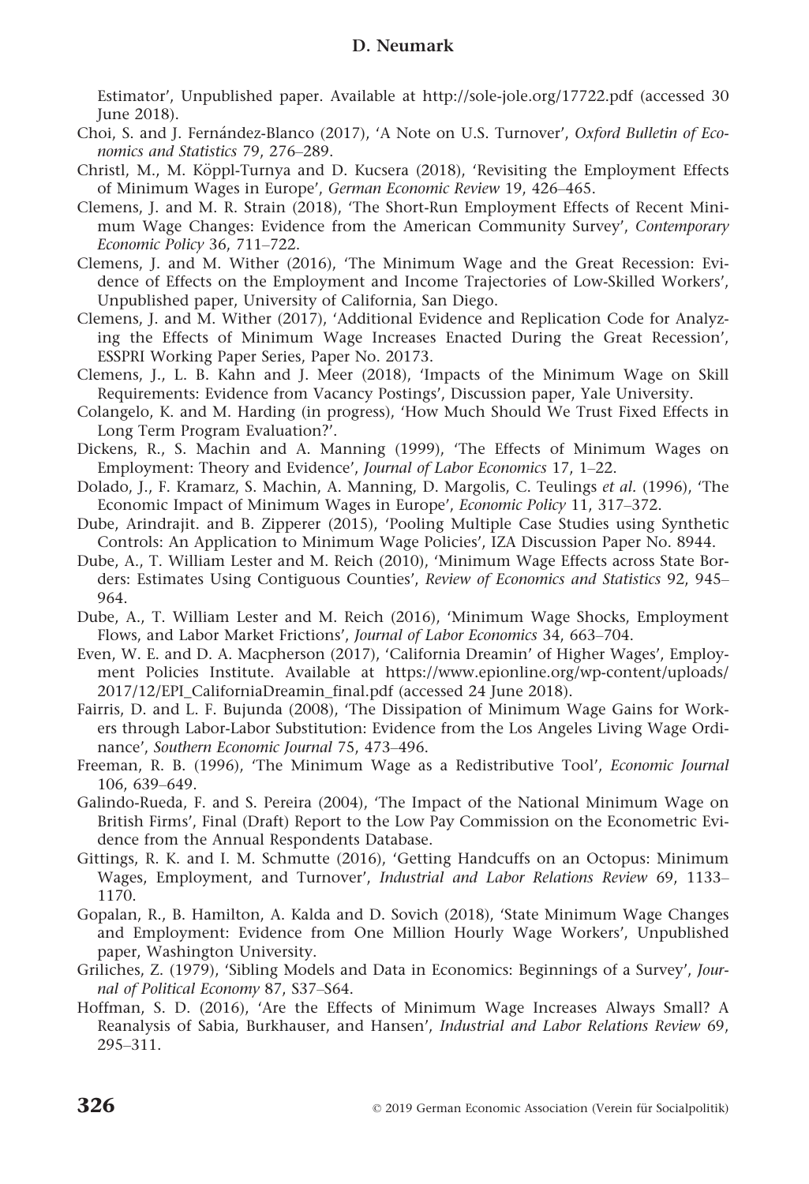Estimator', Unpublished paper. Available at http://sole-jole.org/17722.pdf (accessed 30 June 2018).

Choi, S. and J. Fernández-Blanco (2017), 'A Note on U.S. Turnover', *Oxford Bulletin of Economics and Statistics* 79, 276–289.

Christl, M., M. Köppl-Turnya and D. Kucsera (2018), 'Revisiting the Employment Effects of Minimum Wages in Europe', *German Economic Review* 19, 426–465.

Clemens, J. and M. R. Strain (2018), 'The Short-Run Employment Effects of Recent Minimum Wage Changes: Evidence from the American Community Survey', *Contemporary Economic Policy* 36, 711–722.

Clemens, J. and M. Wither (2016), 'The Minimum Wage and the Great Recession: Evidence of Effects on the Employment and Income Trajectories of Low-Skilled Workers', Unpublished paper, University of California, San Diego.

Clemens, J. and M. Wither (2017), 'Additional Evidence and Replication Code for Analyzing the Effects of Minimum Wage Increases Enacted During the Great Recession', ESSPRI Working Paper Series, Paper No. 20173.

Clemens, J., L. B. Kahn and J. Meer (2018), 'Impacts of the Minimum Wage on Skill Requirements: Evidence from Vacancy Postings', Discussion paper, Yale University.

Colangelo, K. and M. Harding (in progress), 'How Much Should We Trust Fixed Effects in Long Term Program Evaluation?'.

Dickens, R., S. Machin and A. Manning (1999), 'The Effects of Minimum Wages on Employment: Theory and Evidence', *Journal of Labor Economics* 17, 1–22.

Dolado, J., F. Kramarz, S. Machin, A. Manning, D. Margolis, C. Teulings *et al.* (1996), 'The Economic Impact of Minimum Wages in Europe', *Economic Policy* 11, 317–372.

Dube, Arindrajit. and B. Zipperer (2015), 'Pooling Multiple Case Studies using Synthetic Controls: An Application to Minimum Wage Policies', IZA Discussion Paper No. 8944.

Dube, A., T. William Lester and M. Reich (2010), 'Minimum Wage Effects across State Borders: Estimates Using Contiguous Counties', *Review of Economics and Statistics* 92, 945–964.

Dube, A., T. William Lester and M. Reich (2016), 'Minimum Wage Shocks, Employment Flows, and Labor Market Frictions', *Journal of Labor Economics* 34, 663–704.

Even, W. E. and D. A. Macpherson (2017), 'California Dreamin' of Higher Wages', Employment Policies Institute. Available at https://www.epionline.org/wp-content/uploads/2017/12/EPI_CaliforniaDreamin_final.pdf (accessed 24 June 2018).

Fairris, D. and L. F. Bujunda (2008), 'The Dissipation of Minimum Wage Gains for Workers through Labor-Labor Substitution: Evidence from the Los Angeles Living Wage Ordinance', *Southern Economic Journal* 75, 473–496.

Freeman, R. B. (1996), 'The Minimum Wage as a Redistributive Tool', *Economic Journal* 106, 639–649.

Galindo-Rueda, F. and S. Pereira (2004), 'The Impact of the National Minimum Wage on British Firms', Final (Draft) Report to the Low Pay Commission on the Econometric Evidence from the Annual Respondents Database.

Gittings, R. K. and I. M. Schmutte (2016), 'Getting Handcuffs on an Octopus: Minimum Wages, Employment, and Turnover', *Industrial and Labor Relations Review* 69, 1133–1170.

Gopalan, R., B. Hamilton, A. Kalda and D. Sovich (2018), 'State Minimum Wage Changes and Employment: Evidence from One Million Hourly Wage Workers', Unpublished paper, Washington University.

Griliches, Z. (1979), 'Sibling Models and Data in Economics: Beginnings of a Survey', *Journal of Political Economy* 87, S37–S64.

Hoffman, S. D. (2016), 'Are the Effects of Minimum Wage Increases Always Small? A Reanalysis of Sabia, Burkhauser, and Hansen', *Industrial and Labor Relations Review* 69, 295–311.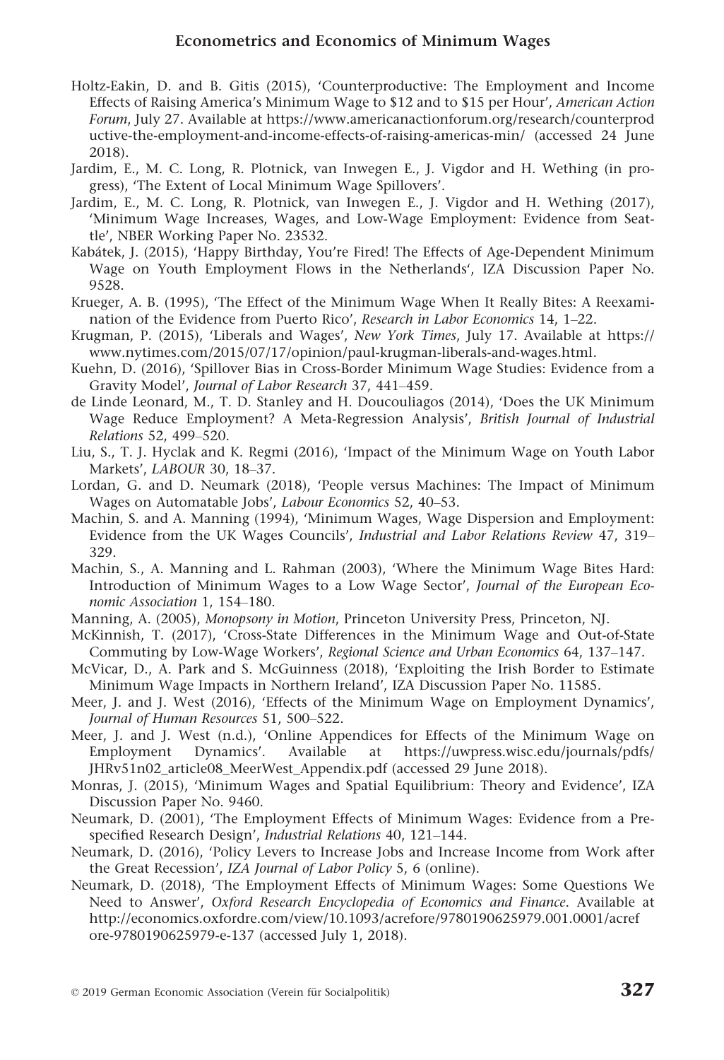Holtz-Eakin, D. and B. Gitis (2015), 'Counterproductive: The Employment and Income Effects of Raising America's Minimum Wage to $12 and to $15 per Hour', *American Action Forum*, July 27. Available at https://www.americanactionforum.org/research/counterproductive-the-employment-and-income-effects-of-raising-americas-min/ (accessed 24 June 2018).

Jardim, E., M. C. Long, R. Plotnick, van Inwegen E., J. Vigdor and H. Wething (in progress), 'The Extent of Local Minimum Wage Spillovers'.

Jardim, E., M. C. Long, R. Plotnick, van Inwegen E., J. Vigdor and H. Wething (2017), 'Minimum Wage Increases, Wages, and Low-Wage Employment: Evidence from Seattle', NBER Working Paper No. 23532.

Kabátek, J. (2015), 'Happy Birthday, You're Fired! The Effects of Age-Dependent Minimum Wage on Youth Employment Flows in the Netherlands', IZA Discussion Paper No. 9528.

Krueger, A. B. (1995), 'The Effect of the Minimum Wage When It Really Bites: A Reexamination of the Evidence from Puerto Rico', *Research in Labor Economics* 14, 1–22.

Krugman, P. (2015), 'Liberals and Wages', *New York Times*, July 17. Available at https://www.nytimes.com/2015/07/17/opinion/paul-krugman-liberals-and-wages.html.

Kuehn, D. (2016), 'Spillover Bias in Cross-Border Minimum Wage Studies: Evidence from a Gravity Model', *Journal of Labor Research* 37, 441–459.

de Linde Leonard, M., T. D. Stanley and H. Doucouliagos (2014), 'Does the UK Minimum Wage Reduce Employment? A Meta-Regression Analysis', *British Journal of Industrial Relations* 52, 499–520.

Liu, S., T. J. Hyclak and K. Regmi (2016), 'Impact of the Minimum Wage on Youth Labor Markets', *LABOUR* 30, 18–37.

Lordan, G. and D. Neumark (2018), 'People versus Machines: The Impact of Minimum Wages on Automatable Jobs', *Labour Economics* 52, 40–53.

Machin, S. and A. Manning (1994), 'Minimum Wages, Wage Dispersion and Employment: Evidence from the UK Wages Councils', *Industrial and Labor Relations Review* 47, 319–329.

Machin, S., A. Manning and L. Rahman (2003), 'Where the Minimum Wage Bites Hard: Introduction of Minimum Wages to a Low Wage Sector', *Journal of the European Economic Association* 1, 154–180.

Manning, A. (2005), *Monopsony in Motion*, Princeton University Press, Princeton, NJ.

McKinnish, T. (2017), 'Cross-State Differences in the Minimum Wage and Out-of-State Commuting by Low-Wage Workers', *Regional Science and Urban Economics* 64, 137–147.

McVicar, D., A. Park and S. McGuinness (2018), 'Exploiting the Irish Border to Estimate Minimum Wage Impacts in Northern Ireland', IZA Discussion Paper No. 11585.

Meer, J. and J. West (2016), 'Effects of the Minimum Wage on Employment Dynamics', *Journal of Human Resources* 51, 500–522.

Meer, J. and J. West (n.d.), 'Online Appendices for Effects of the Minimum Wage on Employment Dynamics'. Available at https://uwpress.wisc.edu/journals/pdfs/JHRv51n02_article08_MeerWest_Appendix.pdf (accessed 29 June 2018).

Monras, J. (2015), 'Minimum Wages and Spatial Equilibrium: Theory and Evidence', IZA Discussion Paper No. 9460.

Neumark, D. (2001), 'The Employment Effects of Minimum Wages: Evidence from a Prespecified Research Design', *Industrial Relations* 40, 121–144.

Neumark, D. (2016), 'Policy Levers to Increase Jobs and Increase Income from Work after the Great Recession', *IZA Journal of Labor Policy* 5, 6 (online).

Neumark, D. (2018), 'The Employment Effects of Minimum Wages: Some Questions We Need to Answer', *Oxford Research Encyclopedia of Economics and Finance*. Available at http://economics.oxfordre.com/view/10.1093/acrefore/9780190625979.001.0001/acrefore-9780190625979-e-137 (accessed July 1, 2018).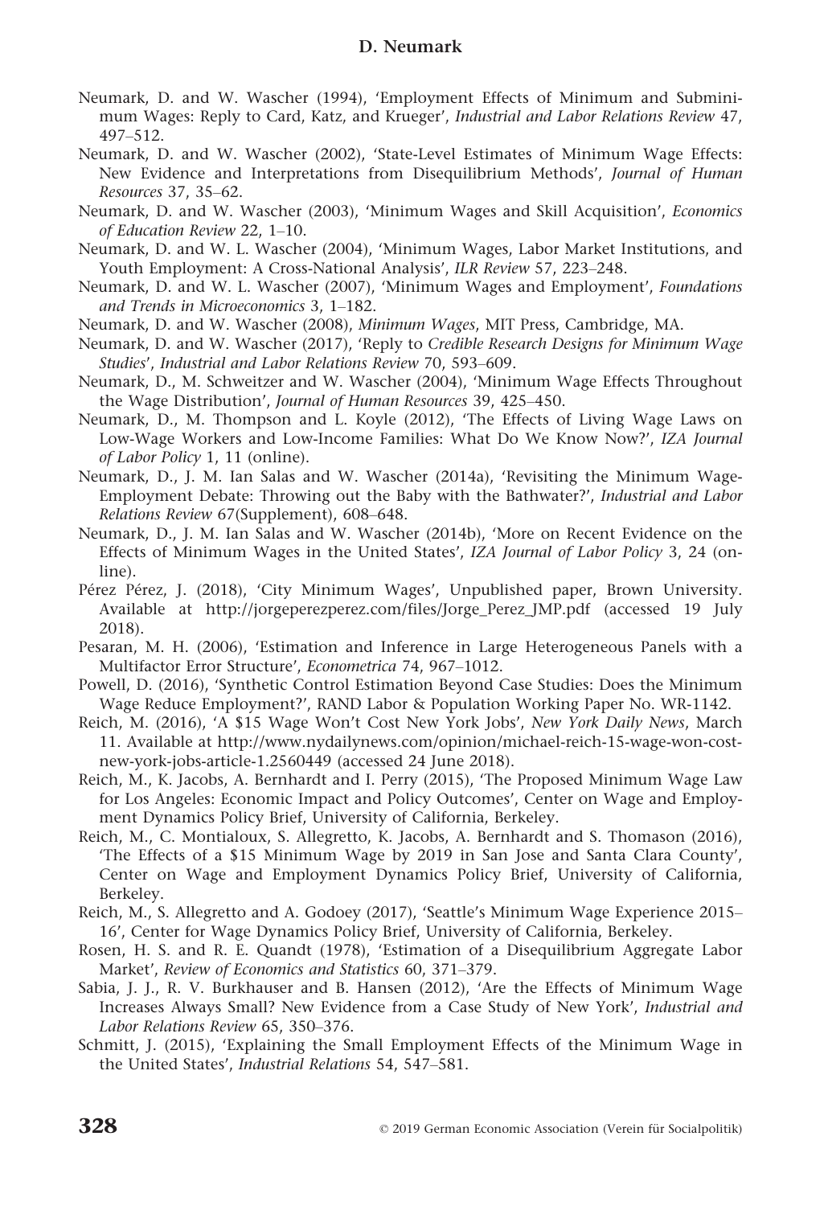Neumark, D. and W. Wascher (1994), 'Employment Effects of Minimum and Subminimum Wages: Reply to Card, Katz, and Krueger', *Industrial and Labor Relations Review* 47, 497–512.

Neumark, D. and W. Wascher (2002), 'State-Level Estimates of Minimum Wage Effects: New Evidence and Interpretations from Disequilibrium Methods', *Journal of Human Resources* 37, 35–62.

Neumark, D. and W. Wascher (2003), 'Minimum Wages and Skill Acquisition', *Economics of Education Review* 22, 1–10.

Neumark, D. and W. L. Wascher (2004), 'Minimum Wages, Labor Market Institutions, and Youth Employment: A Cross-National Analysis', *ILR Review* 57, 223–248.

Neumark, D. and W. L. Wascher (2007), 'Minimum Wages and Employment', *Foundations and Trends in Microeconomics* 3, 1–182.

Neumark, D. and W. Wascher (2008), *Minimum Wages*, MIT Press, Cambridge, MA.

Neumark, D. and W. Wascher (2017), 'Reply to *Credible Research Designs for Minimum Wage Studies*', *Industrial and Labor Relations Review* 70, 593–609.

Neumark, D., M. Schweitzer and W. Wascher (2004), 'Minimum Wage Effects Throughout the Wage Distribution', *Journal of Human Resources* 39, 425–450.

Neumark, D., M. Thompson and L. Koyle (2012), 'The Effects of Living Wage Laws on Low-Wage Workers and Low-Income Families: What Do We Know Now?', *IZA Journal of Labor Policy* 1, 11 (online).

Neumark, D., J. M. Ian Salas and W. Wascher (2014a), 'Revisiting the Minimum Wage-Employment Debate: Throwing out the Baby with the Bathwater?', *Industrial and Labor Relations Review* 67(Supplement), 608–648.

Neumark, D., J. M. Ian Salas and W. Wascher (2014b), 'More on Recent Evidence on the Effects of Minimum Wages in the United States', *IZA Journal of Labor Policy* 3, 24 (online).

Pérez Pérez, J. (2018), 'City Minimum Wages', Unpublished paper, Brown University. Available at http://jorgeperezperez.com/files/Jorge_Perez_JMP.pdf (accessed 19 July 2018).

Pesaran, M. H. (2006), 'Estimation and Inference in Large Heterogeneous Panels with a Multifactor Error Structure', *Econometrica* 74, 967–1012.

Powell, D. (2016), 'Synthetic Control Estimation Beyond Case Studies: Does the Minimum Wage Reduce Employment?', RAND Labor & Population Working Paper No. WR-1142.

Reich, M. (2016), 'A $15 Wage Won't Cost New York Jobs', *New York Daily News*, March 11. Available at http://www.nydailynews.com/opinion/michael-reich-15-wage-won-cost-new-york-jobs-article-1.2560449 (accessed 24 June 2018).

Reich, M., K. Jacobs, A. Bernhardt and I. Perry (2015), 'The Proposed Minimum Wage Law for Los Angeles: Economic Impact and Policy Outcomes', Center on Wage and Employment Dynamics Policy Brief, University of California, Berkeley.

Reich, M., C. Montialoux, S. Allegretto, K. Jacobs, A. Bernhardt and S. Thomason (2016), 'The Effects of a $15 Minimum Wage by 2019 in San Jose and Santa Clara County', Center on Wage and Employment Dynamics Policy Brief, University of California, Berkeley.

Reich, M., S. Allegretto and A. Godoey (2017), 'Seattle's Minimum Wage Experience 2015–16', Center for Wage Dynamics Policy Brief, University of California, Berkeley.

Rosen, H. S. and R. E. Quandt (1978), 'Estimation of a Disequilibrium Aggregate Labor Market', *Review of Economics and Statistics* 60, 371–379.

Sabia, J. J., R. V. Burkhauser and B. Hansen (2012), 'Are the Effects of Minimum Wage Increases Always Small? New Evidence from a Case Study of New York', *Industrial and Labor Relations Review* 65, 350–376.

Schmitt, J. (2015), 'Explaining the Small Employment Effects of the Minimum Wage in the United States', *Industrial Relations* 54, 547–581.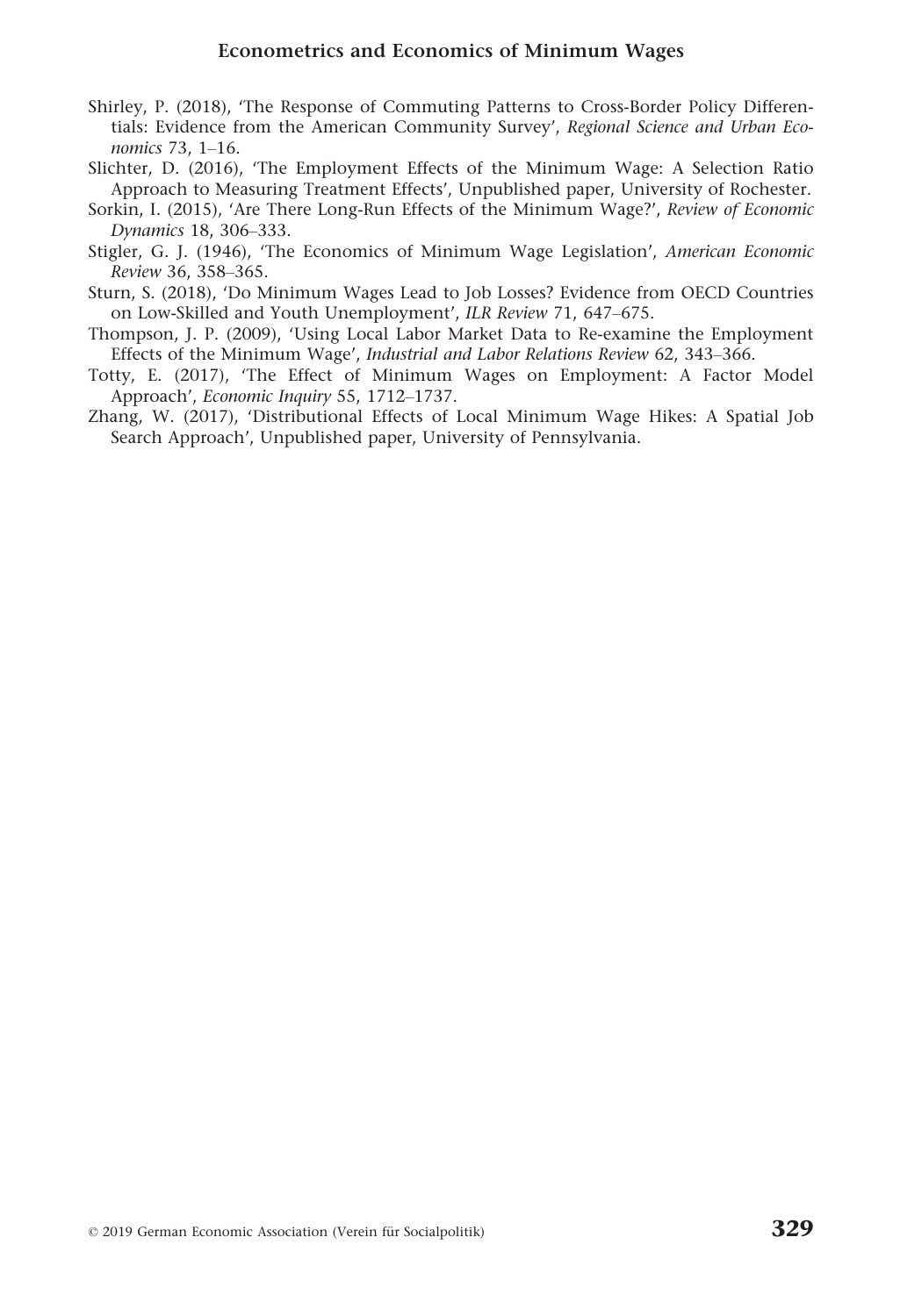Shirley, P. (2018), 'The Response of Commuting Patterns to Cross-Border Policy Differentials: Evidence from the American Community Survey', *Regional Science and Urban Economics* 73, 1–16.

Slichter, D. (2016), 'The Employment Effects of the Minimum Wage: A Selection Ratio Approach to Measuring Treatment Effects', Unpublished paper, University of Rochester.

Sorkin, I. (2015), 'Are There Long-Run Effects of the Minimum Wage?', *Review of Economic Dynamics* 18, 306–333.

Stigler, G. J. (1946), 'The Economics of Minimum Wage Legislation', *American Economic Review* 36, 358–365.

Sturn, S. (2018), 'Do Minimum Wages Lead to Job Losses? Evidence from OECD Countries on Low-Skilled and Youth Unemployment', *ILR Review* 71, 647–675.

Thompson, J. P. (2009), 'Using Local Labor Market Data to Re-examine the Employment Effects of the Minimum Wage', *Industrial and Labor Relations Review* 62, 343–366.

Totty, E. (2017), 'The Effect of Minimum Wages on Employment: A Factor Model Approach', *Economic Inquiry* 55, 1712–1737.

Zhang, W. (2017), 'Distributional Effects of Local Minimum Wage Hikes: A Spatial Job Search Approach', Unpublished paper, University of Pennsylvania.